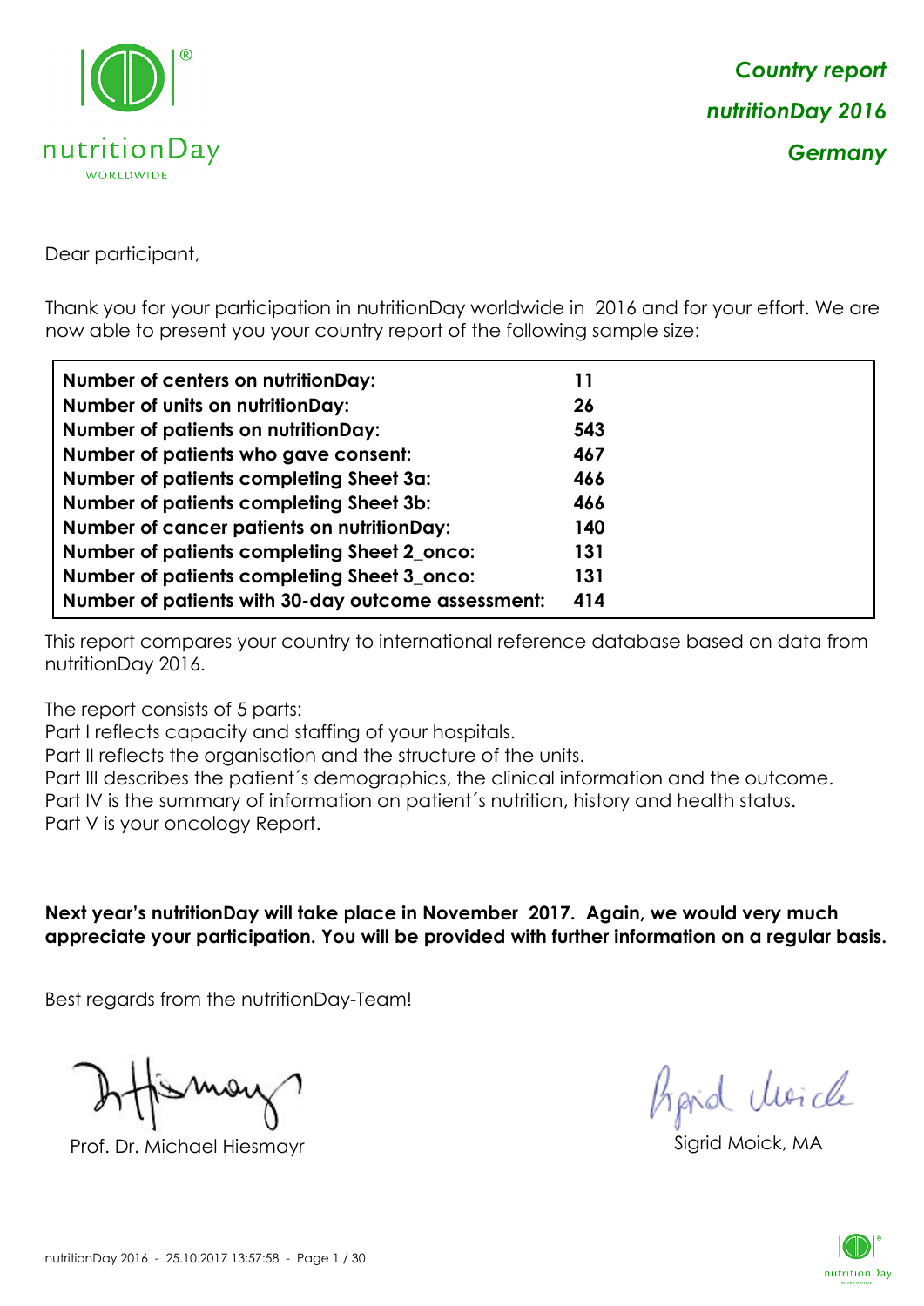***Country report***

***nutritionDay 2016***

***Germany***

Dear participant,

Thank you for your participation in nutritionDay worldwide in 2016 and for your effort. We are now able to present you your country report of the following sample size:

| | |
|---|---|
| **Number of centers on nutritionDay:** | **11** |
| **Number of units on nutritionDay:** | **26** |
| **Number of patients on nutritionDay:** | **543** |
| **Number of patients who gave consent:** | **467** |
| **Number of patients completing Sheet 3a:** | **466** |
| **Number of patients completing Sheet 3b:** | **466** |
| **Number of cancer patients on nutritionDay:** | **140** |
| **Number of patients completing Sheet 2_onco:** | **131** |
| **Number of patients completing Sheet 3_onco:** | **131** |
| **Number of patients with 30-day outcome assessment:** | **414** |

This report compares your country to international reference database based on data from nutritionDay 2016.

The report consists of 5 parts:
Part I reflects capacity and staffing of your hospitals.
Part II reflects the organisation and the structure of the units.
Part III describes the patient´s demographics, the clinical information and the outcome.
Part IV is the summary of information on patient´s nutrition, history and health status.
Part V is your oncology Report.

**Next year's nutritionDay will take place in November 2017. Again, we would very much appreciate your participation. You will be provided with further information on a regular basis.**

Best regards from the nutritionDay-Team!

Prof. Dr. Michael Hiesmayr

Sigrid Moick, MA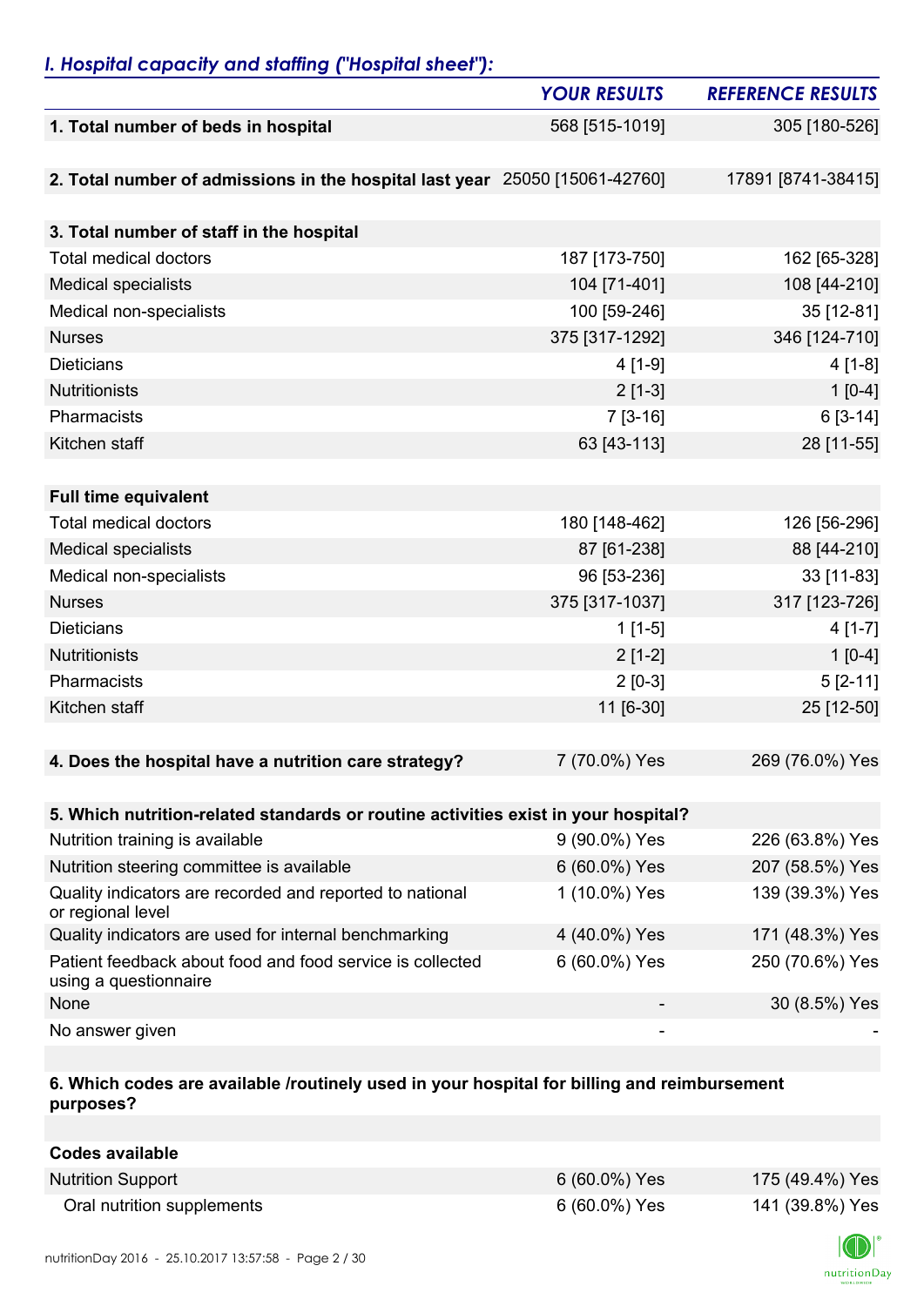## *I. Hospital capacity and staffing ("Hospital sheet"):*

| | *YOUR RESULTS* | *REFERENCE RESULTS* |
|---|---|---|
| **1. Total number of beds in hospital** | 568 [515-1019] | 305 [180-526] |
| | | |
| **2. Total number of admissions in the hospital last year** | 25050 [15061-42760] | 17891 [8741-38415] |
| | | |
| **3. Total number of staff in the hospital** | | |
| Total medical doctors | 187 [173-750] | 162 [65-328] |
| Medical specialists | 104 [71-401] | 108 [44-210] |
| Medical non-specialists | 100 [59-246] | 35 [12-81] |
| Nurses | 375 [317-1292] | 346 [124-710] |
| Dieticians | 4 [1-9] | 4 [1-8] |
| Nutritionists | 2 [1-3] | 1 [0-4] |
| Pharmacists | 7 [3-16] | 6 [3-14] |
| Kitchen staff | 63 [43-113] | 28 [11-55] |
| | | |
| **Full time equivalent** | | |
| Total medical doctors | 180 [148-462] | 126 [56-296] |
| Medical specialists | 87 [61-238] | 88 [44-210] |
| Medical non-specialists | 96 [53-236] | 33 [11-83] |
| Nurses | 375 [317-1037] | 317 [123-726] |
| Dieticians | 1 [1-5] | 4 [1-7] |
| Nutritionists | 2 [1-2] | 1 [0-4] |
| Pharmacists | 2 [0-3] | 5 [2-11] |
| Kitchen staff | 11 [6-30] | 25 [12-50] |
| | | |
| **4. Does the hospital have a nutrition care strategy?** | 7 (70.0%) Yes | 269 (76.0%) Yes |
| | | |
| **5. Which nutrition-related standards or routine activities exist in your hospital?** | | |
| Nutrition training is available | 9 (90.0%) Yes | 226 (63.8%) Yes |
| Nutrition steering committee is available | 6 (60.0%) Yes | 207 (58.5%) Yes |
| Quality indicators are recorded and reported to national or regional level | 1 (10.0%) Yes | 139 (39.3%) Yes |
| Quality indicators are used for internal benchmarking | 4 (40.0%) Yes | 171 (48.3%) Yes |
| Patient feedback about food and food service is collected using a questionnaire | 6 (60.0%) Yes | 250 (70.6%) Yes |
| None | - | 30 (8.5%) Yes |
| No answer given | - | - |
| | | |
| **6. Which codes are available /routinely used in your hospital for billing and reimbursement purposes?** | | |
| | | |
| **Codes available** | | |
| Nutrition Support | 6 (60.0%) Yes | 175 (49.4%) Yes |
| Oral nutrition supplements | 6 (60.0%) Yes | 141 (39.8%) Yes |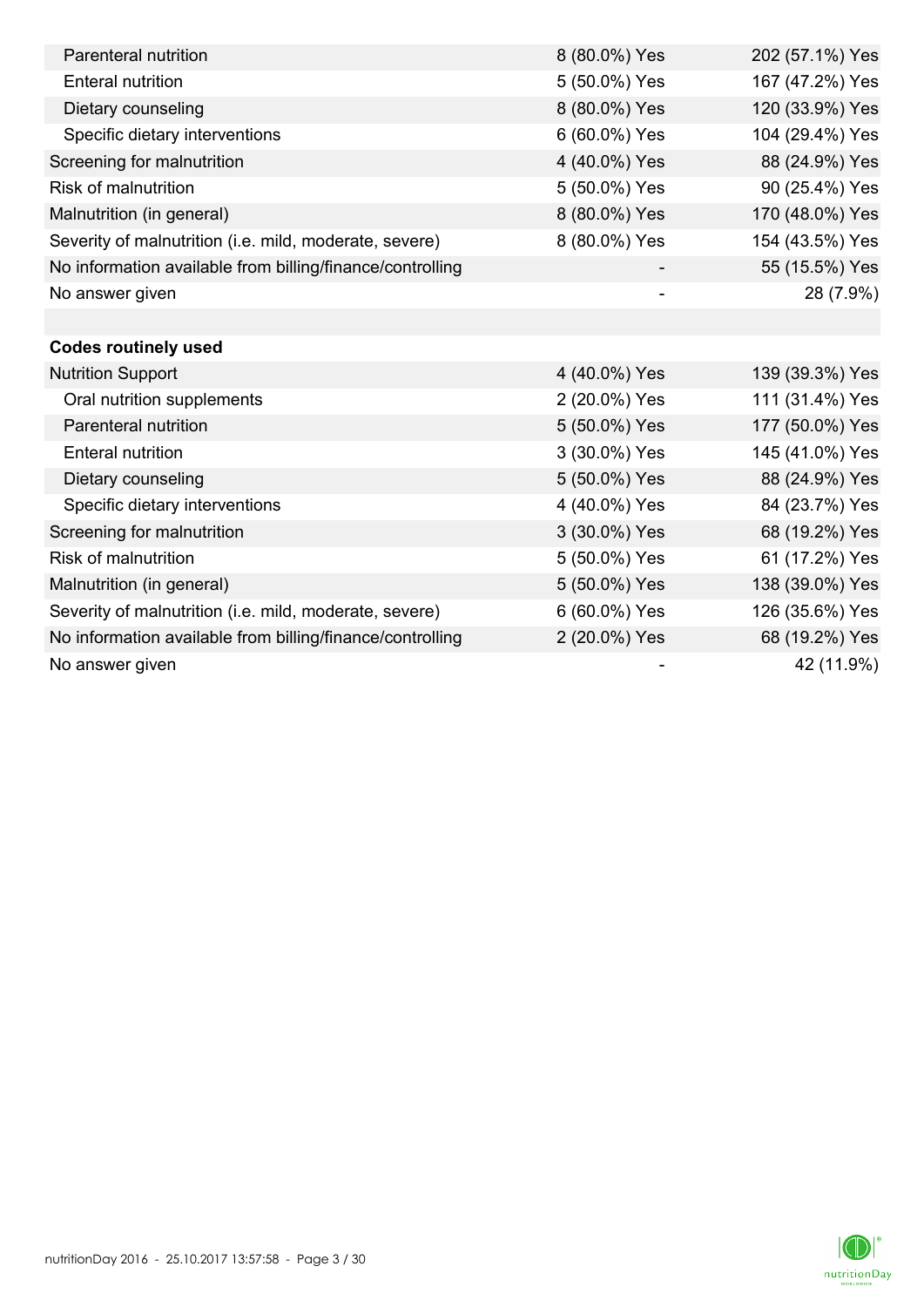| | | |
|---|---|---|
| Parenteral nutrition | 8 (80.0%) Yes | 202 (57.1%) Yes |
| Enteral nutrition | 5 (50.0%) Yes | 167 (47.2%) Yes |
| Dietary counseling | 8 (80.0%) Yes | 120 (33.9%) Yes |
| Specific dietary interventions | 6 (60.0%) Yes | 104 (29.4%) Yes |
| Screening for malnutrition | 4 (40.0%) Yes | 88 (24.9%) Yes |
| Risk of malnutrition | 5 (50.0%) Yes | 90 (25.4%) Yes |
| Malnutrition (in general) | 8 (80.0%) Yes | 170 (48.0%) Yes |
| Severity of malnutrition (i.e. mild, moderate, severe) | 8 (80.0%) Yes | 154 (43.5%) Yes |
| No information available from billing/finance/controlling | - | 55 (15.5%) Yes |
| No answer given | - | 28 (7.9%) |
| | | |
| **Codes routinely used** | | |
| Nutrition Support | 4 (40.0%) Yes | 139 (39.3%) Yes |
| Oral nutrition supplements | 2 (20.0%) Yes | 111 (31.4%) Yes |
| Parenteral nutrition | 5 (50.0%) Yes | 177 (50.0%) Yes |
| Enteral nutrition | 3 (30.0%) Yes | 145 (41.0%) Yes |
| Dietary counseling | 5 (50.0%) Yes | 88 (24.9%) Yes |
| Specific dietary interventions | 4 (40.0%) Yes | 84 (23.7%) Yes |
| Screening for malnutrition | 3 (30.0%) Yes | 68 (19.2%) Yes |
| Risk of malnutrition | 5 (50.0%) Yes | 61 (17.2%) Yes |
| Malnutrition (in general) | 5 (50.0%) Yes | 138 (39.0%) Yes |
| Severity of malnutrition (i.e. mild, moderate, severe) | 6 (60.0%) Yes | 126 (35.6%) Yes |
| No information available from billing/finance/controlling | 2 (20.0%) Yes | 68 (19.2%) Yes |
| No answer given | - | 42 (11.9%) |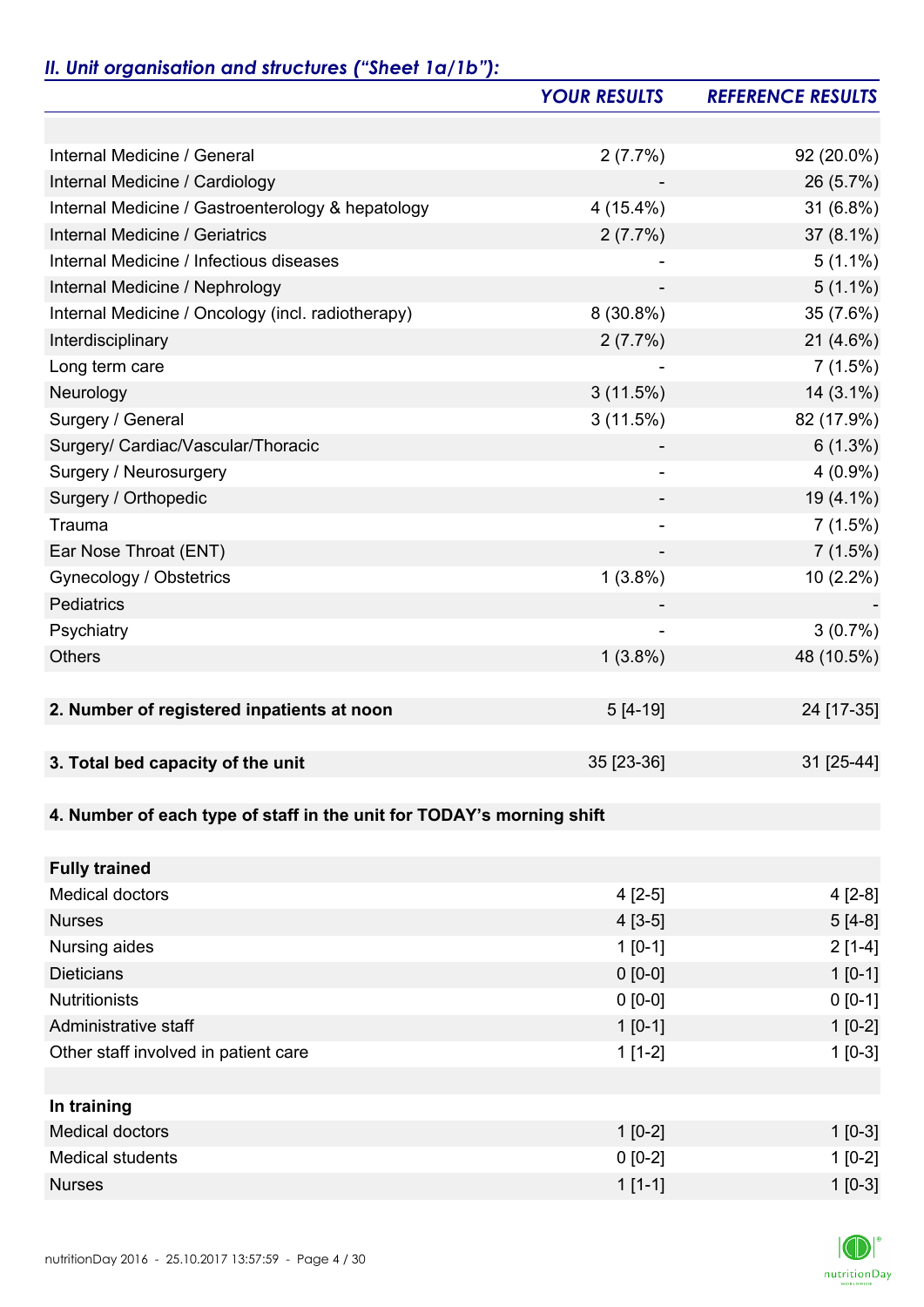## *II. Unit organisation and structures ("Sheet 1a/1b"):*

| | *YOUR RESULTS* | *REFERENCE RESULTS* |
|---|---|---|
| | | |
| Internal Medicine / General | 2 (7.7%) | 92 (20.0%) |
| Internal Medicine / Cardiology | - | 26 (5.7%) |
| Internal Medicine / Gastroenterology & hepatology | 4 (15.4%) | 31 (6.8%) |
| Internal Medicine / Geriatrics | 2 (7.7%) | 37 (8.1%) |
| Internal Medicine / Infectious diseases | - | 5 (1.1%) |
| Internal Medicine / Nephrology | - | 5 (1.1%) |
| Internal Medicine / Oncology (incl. radiotherapy) | 8 (30.8%) | 35 (7.6%) |
| Interdisciplinary | 2 (7.7%) | 21 (4.6%) |
| Long term care | - | 7 (1.5%) |
| Neurology | 3 (11.5%) | 14 (3.1%) |
| Surgery / General | 3 (11.5%) | 82 (17.9%) |
| Surgery/ Cardiac/Vascular/Thoracic | - | 6 (1.3%) |
| Surgery / Neurosurgery | - | 4 (0.9%) |
| Surgery / Orthopedic | - | 19 (4.1%) |
| Trauma | - | 7 (1.5%) |
| Ear Nose Throat (ENT) | - | 7 (1.5%) |
| Gynecology / Obstetrics | 1 (3.8%) | 10 (2.2%) |
| Pediatrics | - | - |
| Psychiatry | - | 3 (0.7%) |
| Others | 1 (3.8%) | 48 (10.5%) |
| | | |
| **2. Number of registered inpatients at noon** | 5 [4-19] | 24 [17-35] |
| | | |
| **3. Total bed capacity of the unit** | 35 [23-36] | 31 [25-44] |
| | | |
| **4. Number of each type of staff in the unit for TODAY's morning shift** | | |
| | | |
| **Fully trained** | | |
| Medical doctors | 4 [2-5] | 4 [2-8] |
| Nurses | 4 [3-5] | 5 [4-8] |
| Nursing aides | 1 [0-1] | 2 [1-4] |
| Dieticians | 0 [0-0] | 1 [0-1] |
| Nutritionists | 0 [0-0] | 0 [0-1] |
| Administrative staff | 1 [0-1] | 1 [0-2] |
| Other staff involved in patient care | 1 [1-2] | 1 [0-3] |
| | | |
| **In training** | | |
| Medical doctors | 1 [0-2] | 1 [0-3] |
| Medical students | 0 [0-2] | 1 [0-2] |
| Nurses | 1 [1-1] | 1 [0-3] |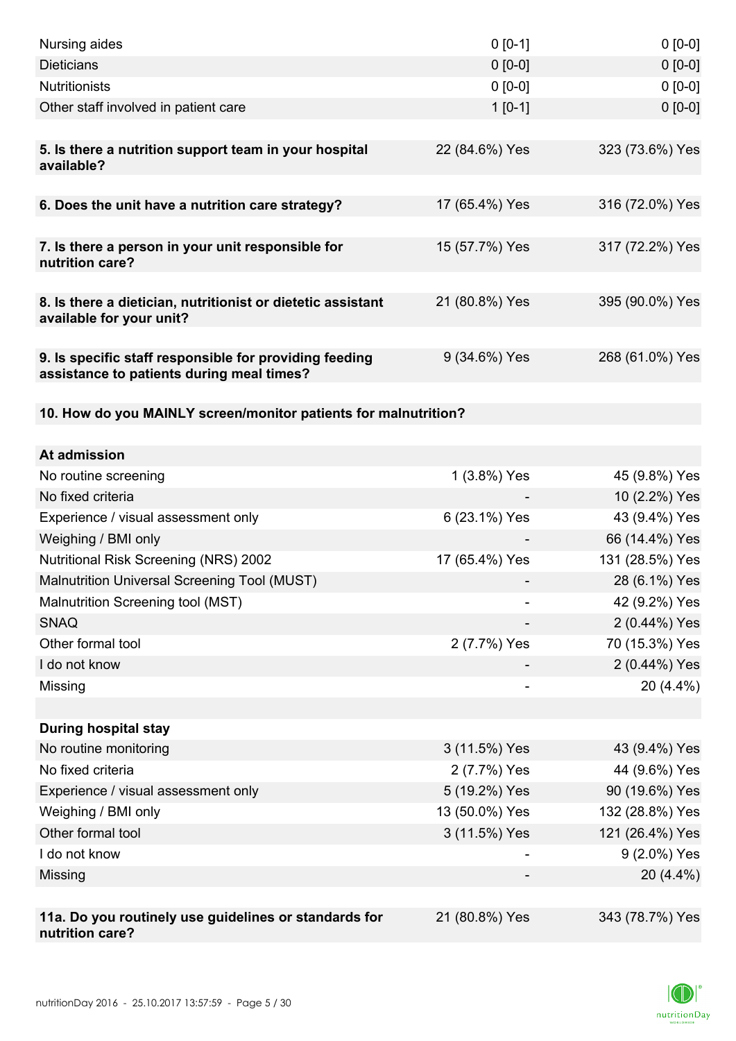| | | |
|---|---|---|
| Nursing aides | 0 [0-1] | 0 [0-0] |
| Dieticians | 0 [0-0] | 0 [0-0] |
| Nutritionists | 0 [0-0] | 0 [0-0] |
| Other staff involved in patient care | 1 [0-1] | 0 [0-0] |
| | | |
| **5. Is there a nutrition support team in your hospital available?** | 22 (84.6%) Yes | 323 (73.6%) Yes |
| | | |
| **6. Does the unit have a nutrition care strategy?** | 17 (65.4%) Yes | 316 (72.0%) Yes |
| | | |
| **7. Is there a person in your unit responsible for nutrition care?** | 15 (57.7%) Yes | 317 (72.2%) Yes |
| | | |
| **8. Is there a dietician, nutritionist or dietetic assistant available for your unit?** | 21 (80.8%) Yes | 395 (90.0%) Yes |
| | | |
| **9. Is specific staff responsible for providing feeding assistance to patients during meal times?** | 9 (34.6%) Yes | 268 (61.0%) Yes |
| | | |
| **10. How do you MAINLY screen/monitor patients for malnutrition?** | | |
| | | |
| **At admission** | | |
| No routine screening | 1 (3.8%) Yes | 45 (9.8%) Yes |
| No fixed criteria | - | 10 (2.2%) Yes |
| Experience / visual assessment only | 6 (23.1%) Yes | 43 (9.4%) Yes |
| Weighing / BMI only | - | 66 (14.4%) Yes |
| Nutritional Risk Screening (NRS) 2002 | 17 (65.4%) Yes | 131 (28.5%) Yes |
| Malnutrition Universal Screening Tool (MUST) | - | 28 (6.1%) Yes |
| Malnutrition Screening tool (MST) | - | 42 (9.2%) Yes |
| SNAQ | - | 2 (0.44%) Yes |
| Other formal tool | 2 (7.7%) Yes | 70 (15.3%) Yes |
| I do not know | - | 2 (0.44%) Yes |
| Missing | - | 20 (4.4%) |
| | | |
| **During hospital stay** | | |
| No routine monitoring | 3 (11.5%) Yes | 43 (9.4%) Yes |
| No fixed criteria | 2 (7.7%) Yes | 44 (9.6%) Yes |
| Experience / visual assessment only | 5 (19.2%) Yes | 90 (19.6%) Yes |
| Weighing / BMI only | 13 (50.0%) Yes | 132 (28.8%) Yes |
| Other formal tool | 3 (11.5%) Yes | 121 (26.4%) Yes |
| I do not know | - | 9 (2.0%) Yes |
| Missing | - | 20 (4.4%) |
| | | |
| **11a. Do you routinely use guidelines or standards for nutrition care?** | 21 (80.8%) Yes | 343 (78.7%) Yes |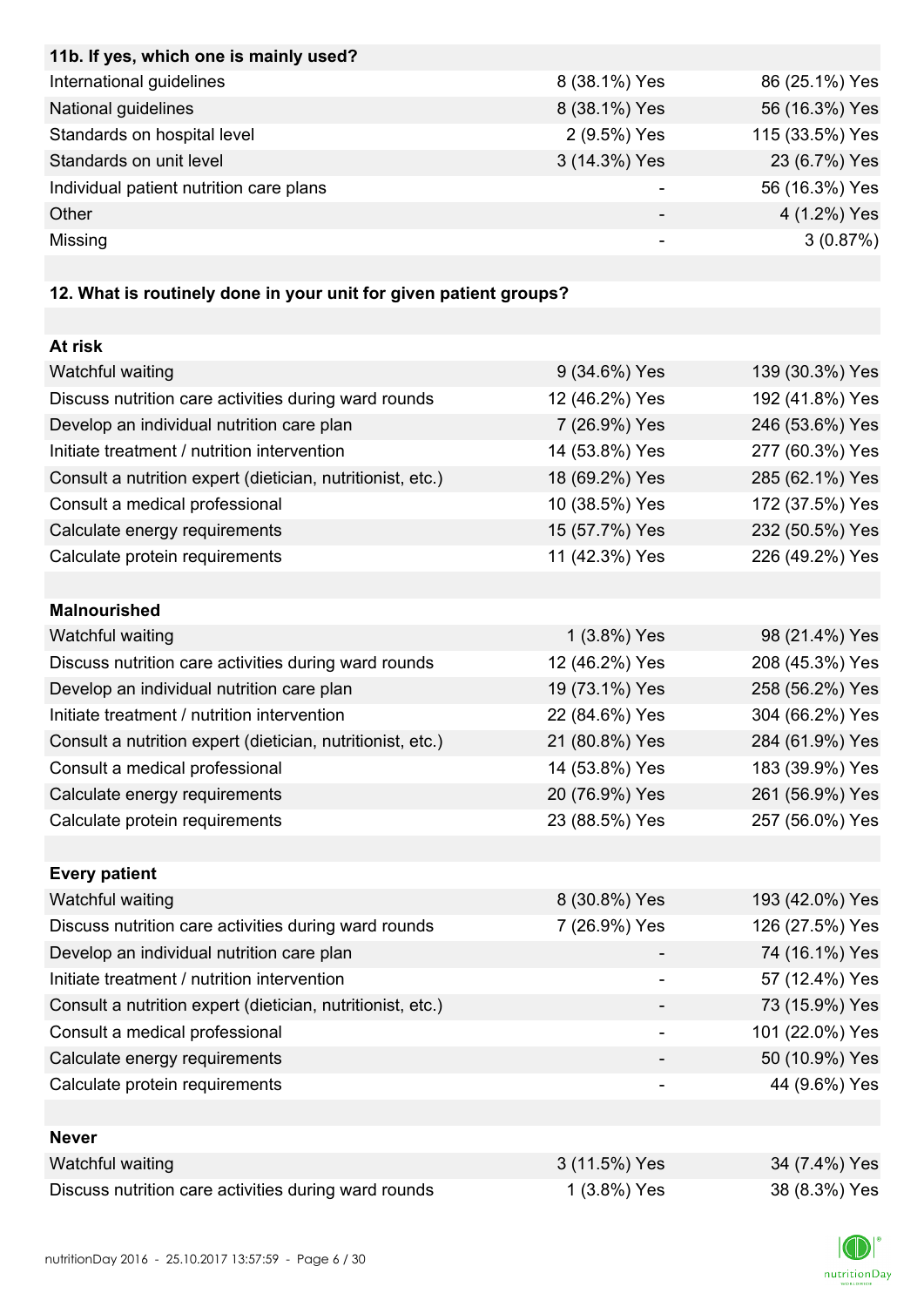| 11b. If yes, which one is mainly used? | | |
|---|---|---|
| International guidelines | 8 (38.1%) Yes | 86 (25.1%) Yes |
| National guidelines | 8 (38.1%) Yes | 56 (16.3%) Yes |
| Standards on hospital level | 2 (9.5%) Yes | 115 (33.5%) Yes |
| Standards on unit level | 3 (14.3%) Yes | 23 (6.7%) Yes |
| Individual patient nutrition care plans | - | 56 (16.3%) Yes |
| Other | - | 4 (1.2%) Yes |
| Missing | - | 3 (0.87%) |

| 12. What is routinely done in your unit for given patient groups? | | |
|---|---|---|
| **At risk** | | |
| Watchful waiting | 9 (34.6%) Yes | 139 (30.3%) Yes |
| Discuss nutrition care activities during ward rounds | 12 (46.2%) Yes | 192 (41.8%) Yes |
| Develop an individual nutrition care plan | 7 (26.9%) Yes | 246 (53.6%) Yes |
| Initiate treatment / nutrition intervention | 14 (53.8%) Yes | 277 (60.3%) Yes |
| Consult a nutrition expert (dietician, nutritionist, etc.) | 18 (69.2%) Yes | 285 (62.1%) Yes |
| Consult a medical professional | 10 (38.5%) Yes | 172 (37.5%) Yes |
| Calculate energy requirements | 15 (57.7%) Yes | 232 (50.5%) Yes |
| Calculate protein requirements | 11 (42.3%) Yes | 226 (49.2%) Yes |
| **Malnourished** | | |
| Watchful waiting | 1 (3.8%) Yes | 98 (21.4%) Yes |
| Discuss nutrition care activities during ward rounds | 12 (46.2%) Yes | 208 (45.3%) Yes |
| Develop an individual nutrition care plan | 19 (73.1%) Yes | 258 (56.2%) Yes |
| Initiate treatment / nutrition intervention | 22 (84.6%) Yes | 304 (66.2%) Yes |
| Consult a nutrition expert (dietician, nutritionist, etc.) | 21 (80.8%) Yes | 284 (61.9%) Yes |
| Consult a medical professional | 14 (53.8%) Yes | 183 (39.9%) Yes |
| Calculate energy requirements | 20 (76.9%) Yes | 261 (56.9%) Yes |
| Calculate protein requirements | 23 (88.5%) Yes | 257 (56.0%) Yes |
| **Every patient** | | |
| Watchful waiting | 8 (30.8%) Yes | 193 (42.0%) Yes |
| Discuss nutrition care activities during ward rounds | 7 (26.9%) Yes | 126 (27.5%) Yes |
| Develop an individual nutrition care plan | - | 74 (16.1%) Yes |
| Initiate treatment / nutrition intervention | - | 57 (12.4%) Yes |
| Consult a nutrition expert (dietician, nutritionist, etc.) | - | 73 (15.9%) Yes |
| Consult a medical professional | - | 101 (22.0%) Yes |
| Calculate energy requirements | - | 50 (10.9%) Yes |
| Calculate protein requirements | - | 44 (9.6%) Yes |
| **Never** | | |
| Watchful waiting | 3 (11.5%) Yes | 34 (7.4%) Yes |
| Discuss nutrition care activities during ward rounds | 1 (3.8%) Yes | 38 (8.3%) Yes |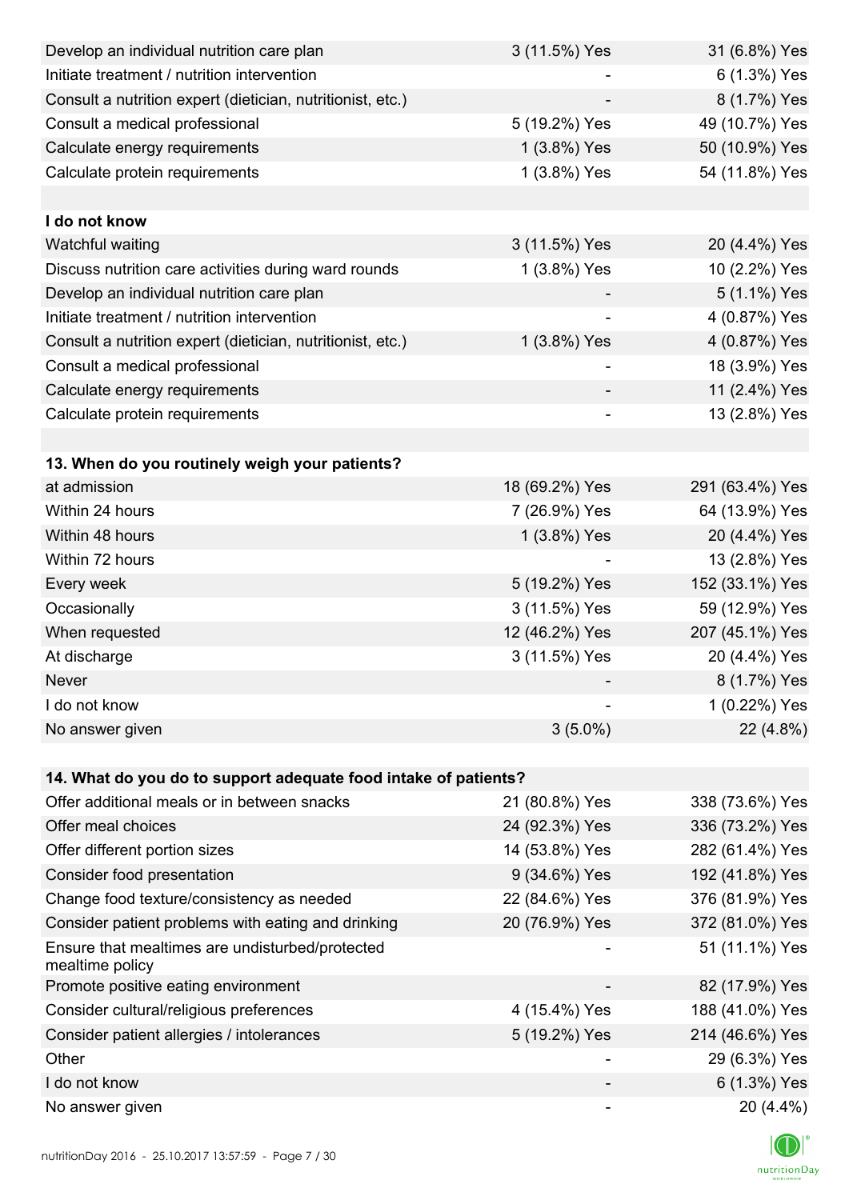| | | |
|---|---|---|
| Develop an individual nutrition care plan | 3 (11.5%) Yes | 31 (6.8%) Yes |
| Initiate treatment / nutrition intervention | - | 6 (1.3%) Yes |
| Consult a nutrition expert (dietician, nutritionist, etc.) | - | 8 (1.7%) Yes |
| Consult a medical professional | 5 (19.2%) Yes | 49 (10.7%) Yes |
| Calculate energy requirements | 1 (3.8%) Yes | 50 (10.9%) Yes |
| Calculate protein requirements | 1 (3.8%) Yes | 54 (11.8%) Yes |
| | | |
| **I do not know** | | |
| Watchful waiting | 3 (11.5%) Yes | 20 (4.4%) Yes |
| Discuss nutrition care activities during ward rounds | 1 (3.8%) Yes | 10 (2.2%) Yes |
| Develop an individual nutrition care plan | - | 5 (1.1%) Yes |
| Initiate treatment / nutrition intervention | - | 4 (0.87%) Yes |
| Consult a nutrition expert (dietician, nutritionist, etc.) | 1 (3.8%) Yes | 4 (0.87%) Yes |
| Consult a medical professional | - | 18 (3.9%) Yes |
| Calculate energy requirements | - | 11 (2.4%) Yes |
| Calculate protein requirements | - | 13 (2.8%) Yes |

| **13. When do you routinely weigh your patients?** | | |
|---|---|---|
| at admission | 18 (69.2%) Yes | 291 (63.4%) Yes |
| Within 24 hours | 7 (26.9%) Yes | 64 (13.9%) Yes |
| Within 48 hours | 1 (3.8%) Yes | 20 (4.4%) Yes |
| Within 72 hours | - | 13 (2.8%) Yes |
| Every week | 5 (19.2%) Yes | 152 (33.1%) Yes |
| Occasionally | 3 (11.5%) Yes | 59 (12.9%) Yes |
| When requested | 12 (46.2%) Yes | 207 (45.1%) Yes |
| At discharge | 3 (11.5%) Yes | 20 (4.4%) Yes |
| Never | - | 8 (1.7%) Yes |
| I do not know | - | 1 (0.22%) Yes |
| No answer given | 3 (5.0%) | 22 (4.8%) |

| **14. What do you do to support adequate food intake of patients?** | | |
|---|---|---|
| Offer additional meals or in between snacks | 21 (80.8%) Yes | 338 (73.6%) Yes |
| Offer meal choices | 24 (92.3%) Yes | 336 (73.2%) Yes |
| Offer different portion sizes | 14 (53.8%) Yes | 282 (61.4%) Yes |
| Consider food presentation | 9 (34.6%) Yes | 192 (41.8%) Yes |
| Change food texture/consistency as needed | 22 (84.6%) Yes | 376 (81.9%) Yes |
| Consider patient problems with eating and drinking | 20 (76.9%) Yes | 372 (81.0%) Yes |
| Ensure that mealtimes are undisturbed/protected mealtime policy | - | 51 (11.1%) Yes |
| Promote positive eating environment | - | 82 (17.9%) Yes |
| Consider cultural/religious preferences | 4 (15.4%) Yes | 188 (41.0%) Yes |
| Consider patient allergies / intolerances | 5 (19.2%) Yes | 214 (46.6%) Yes |
| Other | - | 29 (6.3%) Yes |
| I do not know | - | 6 (1.3%) Yes |
| No answer given | - | 20 (4.4%) |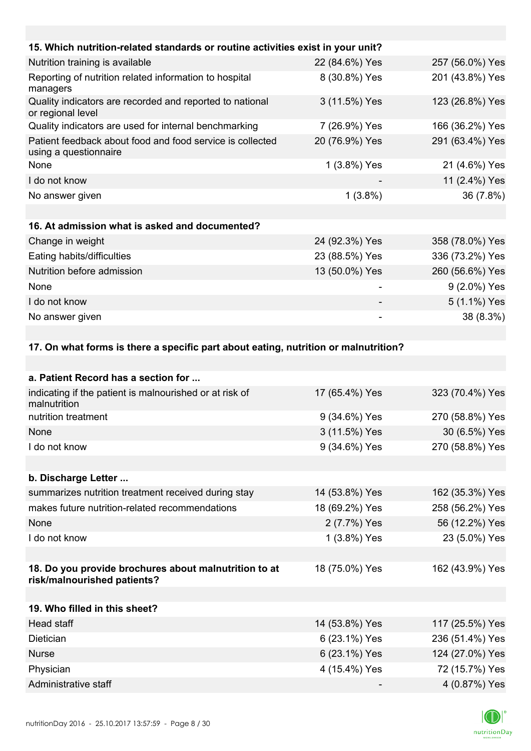| 15. Which nutrition-related standards or routine activities exist in your unit? | | |
|---|---|---|
| Nutrition training is available | 22 (84.6%) Yes | 257 (56.0%) Yes |
| Reporting of nutrition related information to hospital managers | 8 (30.8%) Yes | 201 (43.8%) Yes |
| Quality indicators are recorded and reported to national or regional level | 3 (11.5%) Yes | 123 (26.8%) Yes |
| Quality indicators are used for internal benchmarking | 7 (26.9%) Yes | 166 (36.2%) Yes |
| Patient feedback about food and food service is collected using a questionnaire | 20 (76.9%) Yes | 291 (63.4%) Yes |
| None | 1 (3.8%) Yes | 21 (4.6%) Yes |
| I do not know | - | 11 (2.4%) Yes |
| No answer given | 1 (3.8%) | 36 (7.8%) |

| 16. At admission what is asked and documented? | | |
|---|---|---|
| Change in weight | 24 (92.3%) Yes | 358 (78.0%) Yes |
| Eating habits/difficulties | 23 (88.5%) Yes | 336 (73.2%) Yes |
| Nutrition before admission | 13 (50.0%) Yes | 260 (56.6%) Yes |
| None | - | 9 (2.0%) Yes |
| I do not know | - | 5 (1.1%) Yes |
| No answer given | - | 38 (8.3%) |

**17. On what forms is there a specific part about eating, nutrition or malnutrition?**

| a. Patient Record has a section for ... | | |
|---|---|---|
| indicating if the patient is malnourished or at risk of malnutrition | 17 (65.4%) Yes | 323 (70.4%) Yes |
| nutrition treatment | 9 (34.6%) Yes | 270 (58.8%) Yes |
| None | 3 (11.5%) Yes | 30 (6.5%) Yes |
| I do not know | 9 (34.6%) Yes | 270 (58.8%) Yes |

| b. Discharge Letter ... | | |
|---|---|---|
| summarizes nutrition treatment received during stay | 14 (53.8%) Yes | 162 (35.3%) Yes |
| makes future nutrition-related recommendations | 18 (69.2%) Yes | 258 (56.2%) Yes |
| None | 2 (7.7%) Yes | 56 (12.2%) Yes |
| I do not know | 1 (3.8%) Yes | 23 (5.0%) Yes |

| 18. Do you provide brochures about malnutrition to at risk/malnourished patients? | 18 (75.0%) Yes | 162 (43.9%) Yes |
|---|---|---|

| 19. Who filled in this sheet? | | |
|---|---|---|
| Head staff | 14 (53.8%) Yes | 117 (25.5%) Yes |
| Dietician | 6 (23.1%) Yes | 236 (51.4%) Yes |
| Nurse | 6 (23.1%) Yes | 124 (27.0%) Yes |
| Physician | 4 (15.4%) Yes | 72 (15.7%) Yes |
| Administrative staff | - | 4 (0.87%) Yes |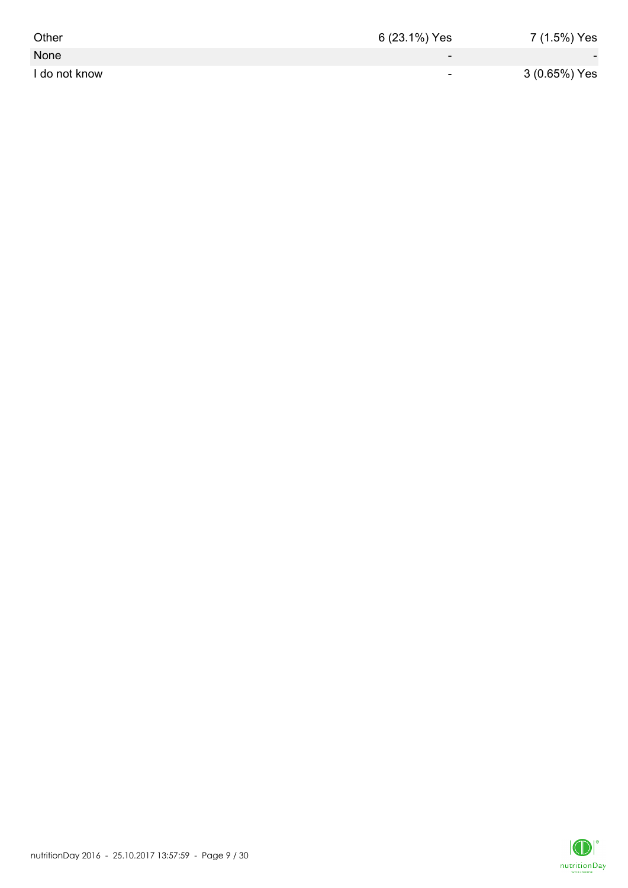| | | |
|---|---|---|
| Other | 6 (23.1%) Yes | 7 (1.5%) Yes |
| None | - | - |
| I do not know | - | 3 (0.65%) Yes |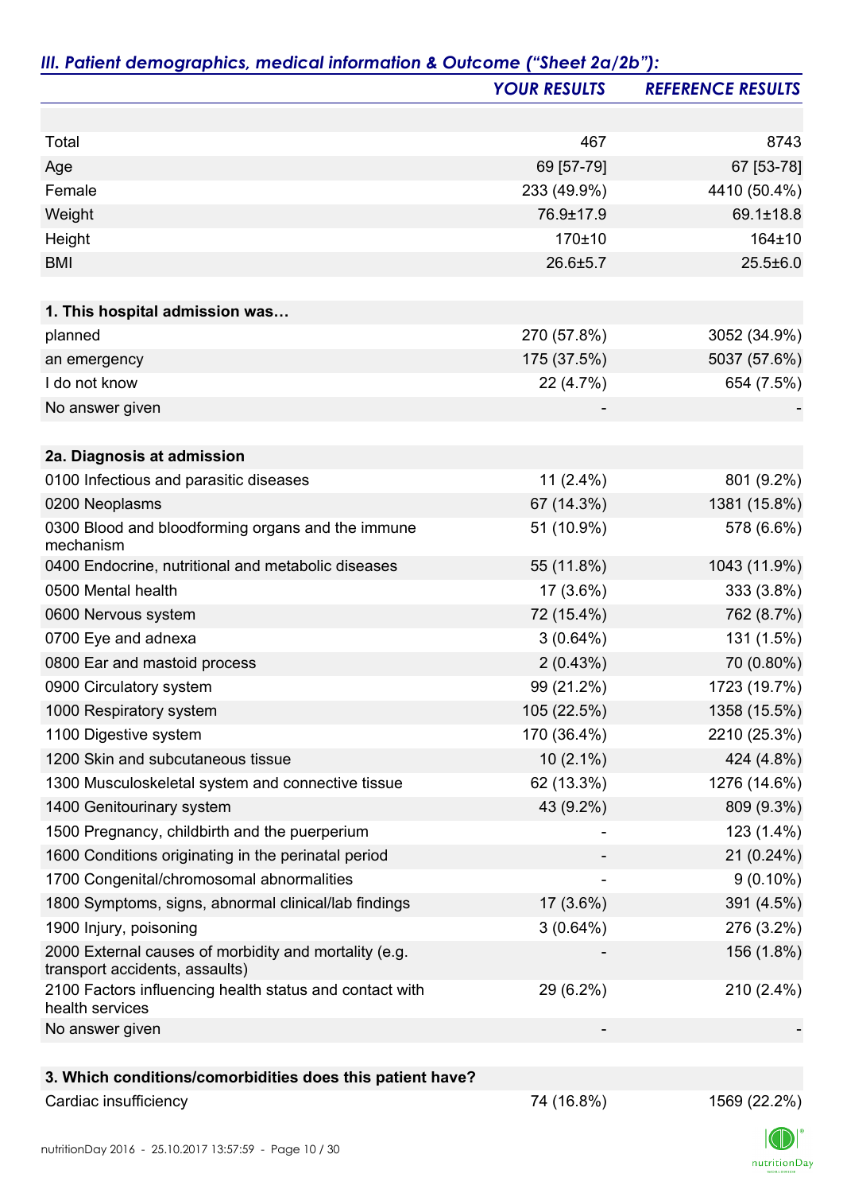## *III. Patient demographics, medical information & Outcome ("Sheet 2a/2b"):*

| | *YOUR RESULTS* | *REFERENCE RESULTS* |
|---|---|---|
| | | |
| Total | 467 | 8743 |
| Age | 69 [57-79] | 67 [53-78] |
| Female | 233 (49.9%) | 4410 (50.4%) |
| Weight | 76.9±17.9 | 69.1±18.8 |
| Height | 170±10 | 164±10 |
| BMI | 26.6±5.7 | 25.5±6.0 |
| | | |
| **1. This hospital admission was…** | | |
| planned | 270 (57.8%) | 3052 (34.9%) |
| an emergency | 175 (37.5%) | 5037 (57.6%) |
| I do not know | 22 (4.7%) | 654 (7.5%) |
| No answer given | - | - |
| | | |
| **2a. Diagnosis at admission** | | |
| 0100 Infectious and parasitic diseases | 11 (2.4%) | 801 (9.2%) |
| 0200 Neoplasms | 67 (14.3%) | 1381 (15.8%) |
| 0300 Blood and bloodforming organs and the immune mechanism | 51 (10.9%) | 578 (6.6%) |
| 0400 Endocrine, nutritional and metabolic diseases | 55 (11.8%) | 1043 (11.9%) |
| 0500 Mental health | 17 (3.6%) | 333 (3.8%) |
| 0600 Nervous system | 72 (15.4%) | 762 (8.7%) |
| 0700 Eye and adnexa | 3 (0.64%) | 131 (1.5%) |
| 0800 Ear and mastoid process | 2 (0.43%) | 70 (0.80%) |
| 0900 Circulatory system | 99 (21.2%) | 1723 (19.7%) |
| 1000 Respiratory system | 105 (22.5%) | 1358 (15.5%) |
| 1100 Digestive system | 170 (36.4%) | 2210 (25.3%) |
| 1200 Skin and subcutaneous tissue | 10 (2.1%) | 424 (4.8%) |
| 1300 Musculoskeletal system and connective tissue | 62 (13.3%) | 1276 (14.6%) |
| 1400 Genitourinary system | 43 (9.2%) | 809 (9.3%) |
| 1500 Pregnancy, childbirth and the puerperium | - | 123 (1.4%) |
| 1600 Conditions originating in the perinatal period | - | 21 (0.24%) |
| 1700 Congenital/chromosomal abnormalities | - | 9 (0.10%) |
| 1800 Symptoms, signs, abnormal clinical/lab findings | 17 (3.6%) | 391 (4.5%) |
| 1900 Injury, poisoning | 3 (0.64%) | 276 (3.2%) |
| 2000 External causes of morbidity and mortality (e.g. transport accidents, assaults) | - | 156 (1.8%) |
| 2100 Factors influencing health status and contact with health services | 29 (6.2%) | 210 (2.4%) |
| No answer given | - | - |
| | | |
| **3. Which conditions/comorbidities does this patient have?** | | |
| Cardiac insufficiency | 74 (16.8%) | 1569 (22.2%) |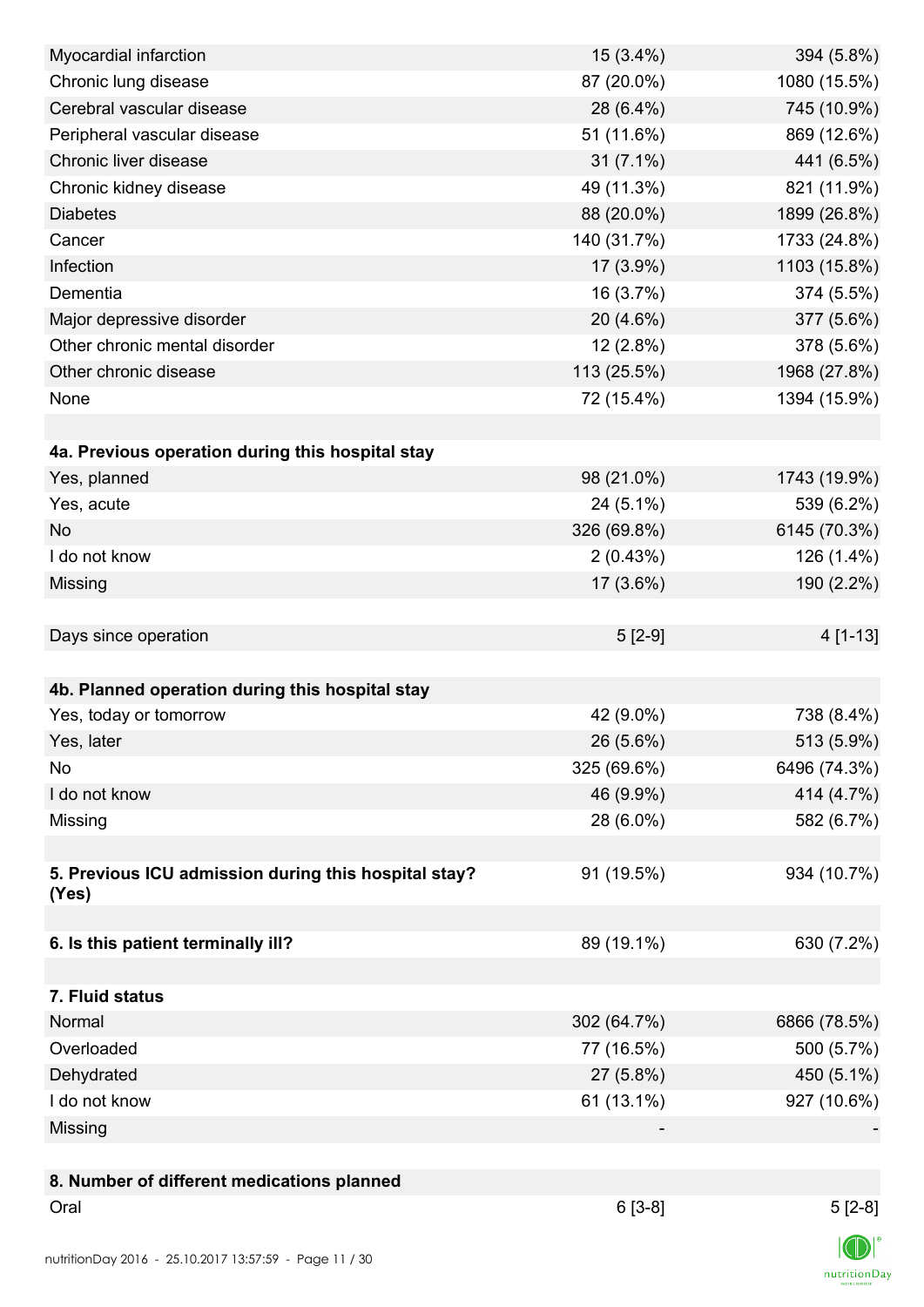| | | |
|---|---|---|
| Myocardial infarction | 15 (3.4%) | 394 (5.8%) |
| Chronic lung disease | 87 (20.0%) | 1080 (15.5%) |
| Cerebral vascular disease | 28 (6.4%) | 745 (10.9%) |
| Peripheral vascular disease | 51 (11.6%) | 869 (12.6%) |
| Chronic liver disease | 31 (7.1%) | 441 (6.5%) |
| Chronic kidney disease | 49 (11.3%) | 821 (11.9%) |
| Diabetes | 88 (20.0%) | 1899 (26.8%) |
| Cancer | 140 (31.7%) | 1733 (24.8%) |
| Infection | 17 (3.9%) | 1103 (15.8%) |
| Dementia | 16 (3.7%) | 374 (5.5%) |
| Major depressive disorder | 20 (4.6%) | 377 (5.6%) |
| Other chronic mental disorder | 12 (2.8%) | 378 (5.6%) |
| Other chronic disease | 113 (25.5%) | 1968 (27.8%) |
| None | 72 (15.4%) | 1394 (15.9%) |
| | | |
| **4a. Previous operation during this hospital stay** | | |
| Yes, planned | 98 (21.0%) | 1743 (19.9%) |
| Yes, acute | 24 (5.1%) | 539 (6.2%) |
| No | 326 (69.8%) | 6145 (70.3%) |
| I do not know | 2 (0.43%) | 126 (1.4%) |
| Missing | 17 (3.6%) | 190 (2.2%) |
| | | |
| Days since operation | 5 [2-9] | 4 [1-13] |
| | | |
| **4b. Planned operation during this hospital stay** | | |
| Yes, today or tomorrow | 42 (9.0%) | 738 (8.4%) |
| Yes, later | 26 (5.6%) | 513 (5.9%) |
| No | 325 (69.6%) | 6496 (74.3%) |
| I do not know | 46 (9.9%) | 414 (4.7%) |
| Missing | 28 (6.0%) | 582 (6.7%) |
| | | |
| **5. Previous ICU admission during this hospital stay? (Yes)** | 91 (19.5%) | 934 (10.7%) |
| | | |
| **6. Is this patient terminally ill?** | 89 (19.1%) | 630 (7.2%) |
| | | |
| **7. Fluid status** | | |
| Normal | 302 (64.7%) | 6866 (78.5%) |
| Overloaded | 77 (16.5%) | 500 (5.7%) |
| Dehydrated | 27 (5.8%) | 450 (5.1%) |
| I do not know | 61 (13.1%) | 927 (10.6%) |
| Missing | - | - |
| | | |
| **8. Number of different medications planned** | | |
| Oral | 6 [3-8] | 5 [2-8] |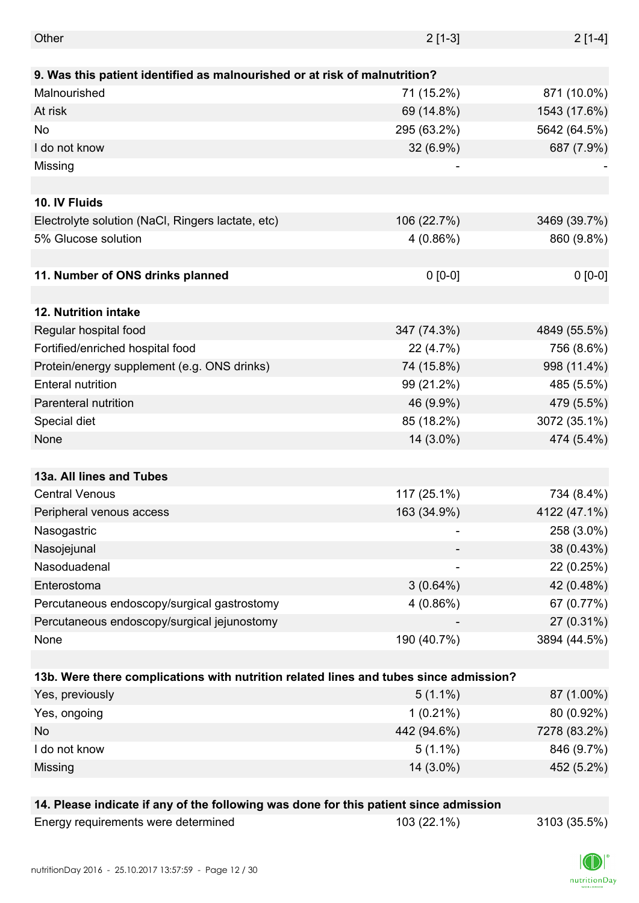| | | |
|---|---|---|
| Other | 2 [1-3] | 2 [1-4] |
| | | |
| **9. Was this patient identified as malnourished or at risk of malnutrition?** | | |
| Malnourished | 71 (15.2%) | 871 (10.0%) |
| At risk | 69 (14.8%) | 1543 (17.6%) |
| No | 295 (63.2%) | 5642 (64.5%) |
| I do not know | 32 (6.9%) | 687 (7.9%) |
| Missing | - | - |
| | | |
| **10. IV Fluids** | | |
| Electrolyte solution (NaCl, Ringers lactate, etc) | 106 (22.7%) | 3469 (39.7%) |
| 5% Glucose solution | 4 (0.86%) | 860 (9.8%) |
| | | |
| **11. Number of ONS drinks planned** | 0 [0-0] | 0 [0-0] |
| | | |
| **12. Nutrition intake** | | |
| Regular hospital food | 347 (74.3%) | 4849 (55.5%) |
| Fortified/enriched hospital food | 22 (4.7%) | 756 (8.6%) |
| Protein/energy supplement (e.g. ONS drinks) | 74 (15.8%) | 998 (11.4%) |
| Enteral nutrition | 99 (21.2%) | 485 (5.5%) |
| Parenteral nutrition | 46 (9.9%) | 479 (5.5%) |
| Special diet | 85 (18.2%) | 3072 (35.1%) |
| None | 14 (3.0%) | 474 (5.4%) |
| | | |
| **13a. All lines and Tubes** | | |
| Central Venous | 117 (25.1%) | 734 (8.4%) |
| Peripheral venous access | 163 (34.9%) | 4122 (47.1%) |
| Nasogastric | - | 258 (3.0%) |
| Nasojejunal | - | 38 (0.43%) |
| Nasoduadenal | - | 22 (0.25%) |
| Enterostoma | 3 (0.64%) | 42 (0.48%) |
| Percutaneous endoscopy/surgical gastrostomy | 4 (0.86%) | 67 (0.77%) |
| Percutaneous endoscopy/surgical jejunostomy | - | 27 (0.31%) |
| None | 190 (40.7%) | 3894 (44.5%) |
| | | |
| **13b. Were there complications with nutrition related lines and tubes since admission?** | | |
| Yes, previously | 5 (1.1%) | 87 (1.00%) |
| Yes, ongoing | 1 (0.21%) | 80 (0.92%) |
| No | 442 (94.6%) | 7278 (83.2%) |
| I do not know | 5 (1.1%) | 846 (9.7%) |
| Missing | 14 (3.0%) | 452 (5.2%) |
| | | |
| **14. Please indicate if any of the following was done for this patient since admission** | | |
| Energy requirements were determined | 103 (22.1%) | 3103 (35.5%) |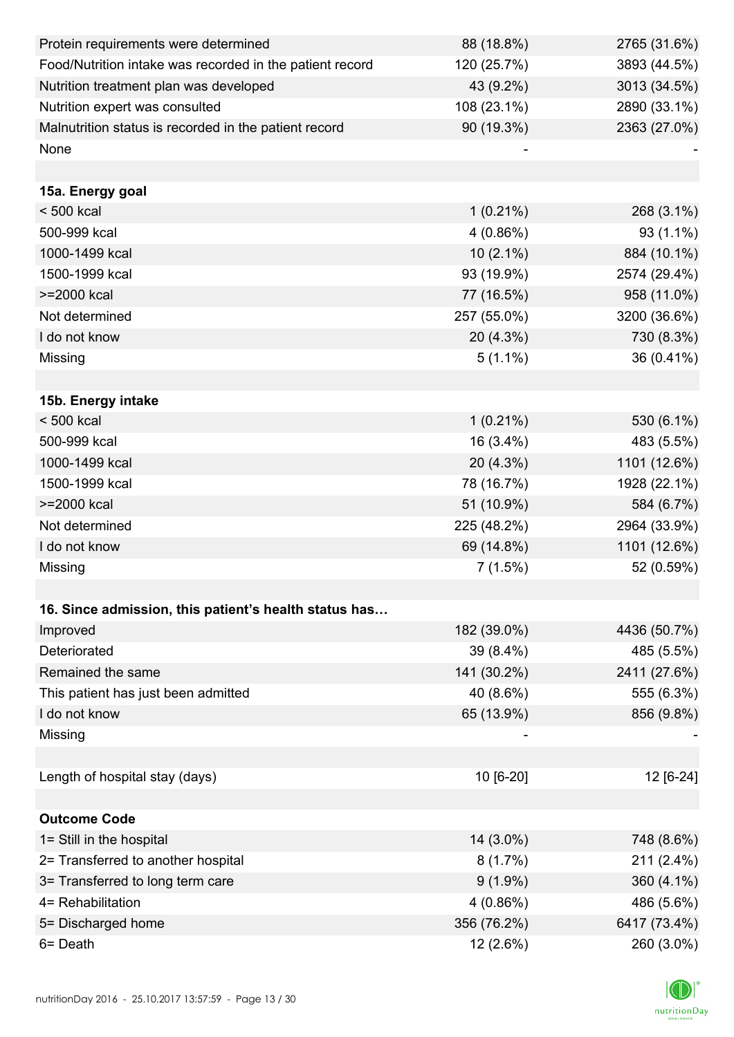| | | |
|---|---|---|
| Protein requirements were determined | 88 (18.8%) | 2765 (31.6%) |
| Food/Nutrition intake was recorded in the patient record | 120 (25.7%) | 3893 (44.5%) |
| Nutrition treatment plan was developed | 43 (9.2%) | 3013 (34.5%) |
| Nutrition expert was consulted | 108 (23.1%) | 2890 (33.1%) |
| Malnutrition status is recorded in the patient record | 90 (19.3%) | 2363 (27.0%) |
| None | - | - |
| | | |
| **15a. Energy goal** | | |
| < 500 kcal | 1 (0.21%) | 268 (3.1%) |
| 500-999 kcal | 4 (0.86%) | 93 (1.1%) |
| 1000-1499 kcal | 10 (2.1%) | 884 (10.1%) |
| 1500-1999 kcal | 93 (19.9%) | 2574 (29.4%) |
| >=2000 kcal | 77 (16.5%) | 958 (11.0%) |
| Not determined | 257 (55.0%) | 3200 (36.6%) |
| I do not know | 20 (4.3%) | 730 (8.3%) |
| Missing | 5 (1.1%) | 36 (0.41%) |
| | | |
| **15b. Energy intake** | | |
| < 500 kcal | 1 (0.21%) | 530 (6.1%) |
| 500-999 kcal | 16 (3.4%) | 483 (5.5%) |
| 1000-1499 kcal | 20 (4.3%) | 1101 (12.6%) |
| 1500-1999 kcal | 78 (16.7%) | 1928 (22.1%) |
| >=2000 kcal | 51 (10.9%) | 584 (6.7%) |
| Not determined | 225 (48.2%) | 2964 (33.9%) |
| I do not know | 69 (14.8%) | 1101 (12.6%) |
| Missing | 7 (1.5%) | 52 (0.59%) |
| | | |
| **16. Since admission, this patient's health status has…** | | |
| Improved | 182 (39.0%) | 4436 (50.7%) |
| Deteriorated | 39 (8.4%) | 485 (5.5%) |
| Remained the same | 141 (30.2%) | 2411 (27.6%) |
| This patient has just been admitted | 40 (8.6%) | 555 (6.3%) |
| I do not know | 65 (13.9%) | 856 (9.8%) |
| Missing | - | - |
| | | |
| Length of hospital stay (days) | 10 [6-20] | 12 [6-24] |
| | | |
| **Outcome Code** | | |
| 1= Still in the hospital | 14 (3.0%) | 748 (8.6%) |
| 2= Transferred to another hospital | 8 (1.7%) | 211 (2.4%) |
| 3= Transferred to long term care | 9 (1.9%) | 360 (4.1%) |
| 4= Rehabilitation | 4 (0.86%) | 486 (5.6%) |
| 5= Discharged home | 356 (76.2%) | 6417 (73.4%) |
| 6= Death | 12 (2.6%) | 260 (3.0%) |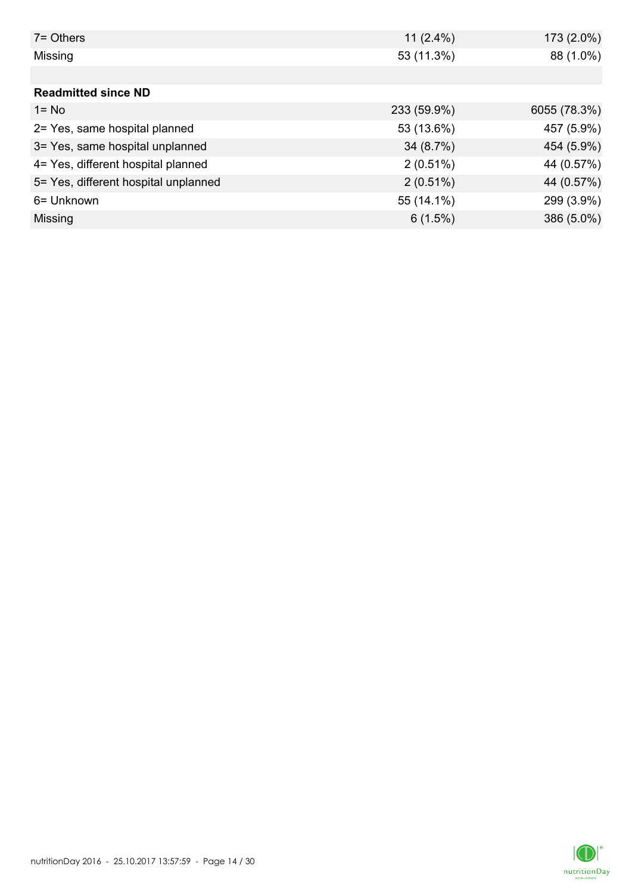| | | |
|---|---|---|
| 7= Others | 11 (2.4%) | 173 (2.0%) |
| Missing | 53 (11.3%) | 88 (1.0%) |
| | | |
| **Readmitted since ND** | | |
| 1= No | 233 (59.9%) | 6055 (78.3%) |
| 2= Yes, same hospital planned | 53 (13.6%) | 457 (5.9%) |
| 3= Yes, same hospital unplanned | 34 (8.7%) | 454 (5.9%) |
| 4= Yes, different hospital planned | 2 (0.51%) | 44 (0.57%) |
| 5= Yes, different hospital unplanned | 2 (0.51%) | 44 (0.57%) |
| 6= Unknown | 55 (14.1%) | 299 (3.9%) |
| Missing | 6 (1.5%) | 386 (5.0%) |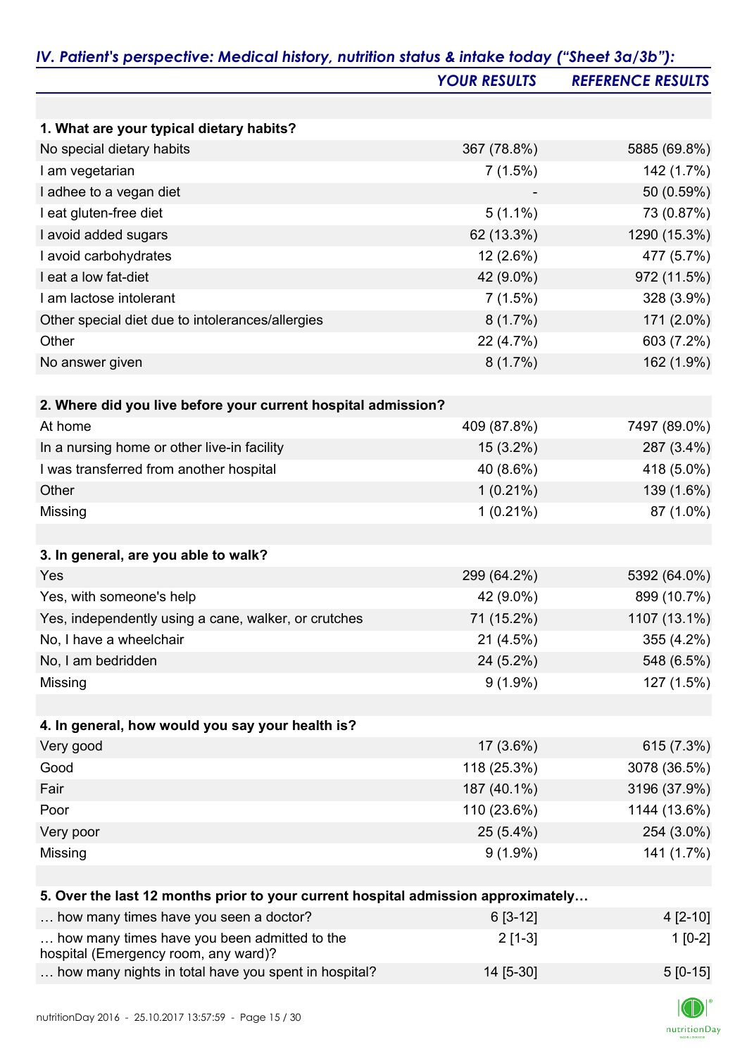## IV. Patient's perspective: Medical history, nutrition status & intake today ("Sheet 3a/3b"):

| | YOUR RESULTS | REFERENCE RESULTS |
|---|---|---|
| **1. What are your typical dietary habits?** | | |
| No special dietary habits | 367 (78.8%) | 5885 (69.8%) |
| I am vegetarian | 7 (1.5%) | 142 (1.7%) |
| I adhee to a vegan diet | - | 50 (0.59%) |
| I eat gluten-free diet | 5 (1.1%) | 73 (0.87%) |
| I avoid added sugars | 62 (13.3%) | 1290 (15.3%) |
| I avoid carbohydrates | 12 (2.6%) | 477 (5.7%) |
| I eat a low fat-diet | 42 (9.0%) | 972 (11.5%) |
| I am lactose intolerant | 7 (1.5%) | 328 (3.9%) |
| Other special diet due to intolerances/allergies | 8 (1.7%) | 171 (2.0%) |
| Other | 22 (4.7%) | 603 (7.2%) |
| No answer given | 8 (1.7%) | 162 (1.9%) |
| **2. Where did you live before your current hospital admission?** | | |
| At home | 409 (87.8%) | 7497 (89.0%) |
| In a nursing home or other live-in facility | 15 (3.2%) | 287 (3.4%) |
| I was transferred from another hospital | 40 (8.6%) | 418 (5.0%) |
| Other | 1 (0.21%) | 139 (1.6%) |
| Missing | 1 (0.21%) | 87 (1.0%) |
| **3. In general, are you able to walk?** | | |
| Yes | 299 (64.2%) | 5392 (64.0%) |
| Yes, with someone's help | 42 (9.0%) | 899 (10.7%) |
| Yes, independently using a cane, walker, or crutches | 71 (15.2%) | 1107 (13.1%) |
| No, I have a wheelchair | 21 (4.5%) | 355 (4.2%) |
| No, I am bedridden | 24 (5.2%) | 548 (6.5%) |
| Missing | 9 (1.9%) | 127 (1.5%) |
| **4. In general, how would you say your health is?** | | |
| Very good | 17 (3.6%) | 615 (7.3%) |
| Good | 118 (25.3%) | 3078 (36.5%) |
| Fair | 187 (40.1%) | 3196 (37.9%) |
| Poor | 110 (23.6%) | 1144 (13.6%) |
| Very poor | 25 (5.4%) | 254 (3.0%) |
| Missing | 9 (1.9%) | 141 (1.7%) |
| **5. Over the last 12 months prior to your current hospital admission approximately…** | | |
| … how many times have you seen a doctor? | 6 [3-12] | 4 [2-10] |
| … how many times have you been admitted to the hospital (Emergency room, any ward)? | 2 [1-3] | 1 [0-2] |
| … how many nights in total have you spent in hospital? | 14 [5-30] | 5 [0-15] |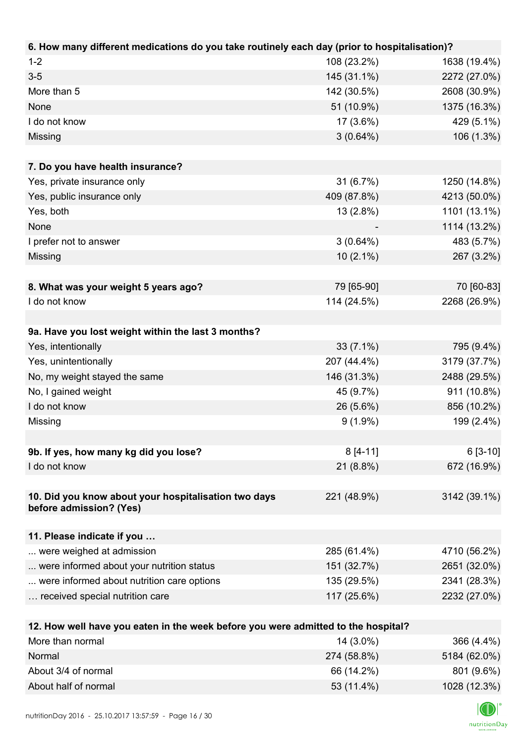| 6. How many different medications do you take routinely each day (prior to hospitalisation)? | | |
|---|---|---|
| 1-2 | 108 (23.2%) | 1638 (19.4%) |
| 3-5 | 145 (31.1%) | 2272 (27.0%) |
| More than 5 | 142 (30.5%) | 2608 (30.9%) |
| None | 51 (10.9%) | 1375 (16.3%) |
| I do not know | 17 (3.6%) | 429 (5.1%) |
| Missing | 3 (0.64%) | 106 (1.3%) |

| 7. Do you have health insurance? | | |
|---|---|---|
| Yes, private insurance only | 31 (6.7%) | 1250 (14.8%) |
| Yes, public insurance only | 409 (87.8%) | 4213 (50.0%) |
| Yes, both | 13 (2.8%) | 1101 (13.1%) |
| None | - | 1114 (13.2%) |
| I prefer not to answer | 3 (0.64%) | 483 (5.7%) |
| Missing | 10 (2.1%) | 267 (3.2%) |

| 8. What was your weight 5 years ago? | 79 [65-90] | 70 [60-83] |
|---|---|---|
| I do not know | 114 (24.5%) | 2268 (26.9%) |

| 9a. Have you lost weight within the last 3 months? | | |
|---|---|---|
| Yes, intentionally | 33 (7.1%) | 795 (9.4%) |
| Yes, unintentionally | 207 (44.4%) | 3179 (37.7%) |
| No, my weight stayed the same | 146 (31.3%) | 2488 (29.5%) |
| No, I gained weight | 45 (9.7%) | 911 (10.8%) |
| I do not know | 26 (5.6%) | 856 (10.2%) |
| Missing | 9 (1.9%) | 199 (2.4%) |

| 9b. If yes, how many kg did you lose? | 8 [4-11] | 6 [3-10] |
|---|---|---|
| I do not know | 21 (8.8%) | 672 (16.9%) |

| 10. Did you know about your hospitalisation two days before admission? (Yes) | 221 (48.9%) | 3142 (39.1%) |
|---|---|---|

| 11. Please indicate if you … | | |
|---|---|---|
| ... were weighed at admission | 285 (61.4%) | 4710 (56.2%) |
| ... were informed about your nutrition status | 151 (32.7%) | 2651 (32.0%) |
| ... were informed about nutrition care options | 135 (29.5%) | 2341 (28.3%) |
| … received special nutrition care | 117 (25.6%) | 2232 (27.0%) |

| 12. How well have you eaten in the week before you were admitted to the hospital? | | |
|---|---|---|
| More than normal | 14 (3.0%) | 366 (4.4%) |
| Normal | 274 (58.8%) | 5184 (62.0%) |
| About 3/4 of normal | 66 (14.2%) | 801 (9.6%) |
| About half of normal | 53 (11.4%) | 1028 (12.3%) |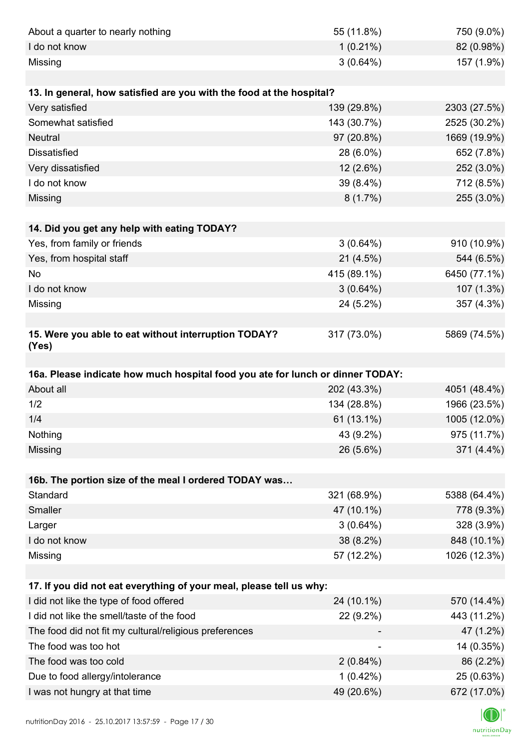| | | |
|---|---|---|
| About a quarter to nearly nothing | 55 (11.8%) | 750 (9.0%) |
| I do not know | 1 (0.21%) | 82 (0.98%) |
| Missing | 3 (0.64%) | 157 (1.9%) |

| **13. In general, how satisfied are you with the food at the hospital?** | | |
|---|---|---|
| Very satisfied | 139 (29.8%) | 2303 (27.5%) |
| Somewhat satisfied | 143 (30.7%) | 2525 (30.2%) |
| Neutral | 97 (20.8%) | 1669 (19.9%) |
| Dissatisfied | 28 (6.0%) | 652 (7.8%) |
| Very dissatisfied | 12 (2.6%) | 252 (3.0%) |
| I do not know | 39 (8.4%) | 712 (8.5%) |
| Missing | 8 (1.7%) | 255 (3.0%) |

| **14. Did you get any help with eating TODAY?** | | |
|---|---|---|
| Yes, from family or friends | 3 (0.64%) | 910 (10.9%) |
| Yes, from hospital staff | 21 (4.5%) | 544 (6.5%) |
| No | 415 (89.1%) | 6450 (77.1%) |
| I do not know | 3 (0.64%) | 107 (1.3%) |
| Missing | 24 (5.2%) | 357 (4.3%) |

| **15. Were you able to eat without interruption TODAY? (Yes)** | 317 (73.0%) | 5869 (74.5%) |
|---|---|---|

| **16a. Please indicate how much hospital food you ate for lunch or dinner TODAY:** | | |
|---|---|---|
| About all | 202 (43.3%) | 4051 (48.4%) |
| 1/2 | 134 (28.8%) | 1966 (23.5%) |
| 1/4 | 61 (13.1%) | 1005 (12.0%) |
| Nothing | 43 (9.2%) | 975 (11.7%) |
| Missing | 26 (5.6%) | 371 (4.4%) |

| **16b. The portion size of the meal I ordered TODAY was…** | | |
|---|---|---|
| Standard | 321 (68.9%) | 5388 (64.4%) |
| Smaller | 47 (10.1%) | 778 (9.3%) |
| Larger | 3 (0.64%) | 328 (3.9%) |
| I do not know | 38 (8.2%) | 848 (10.1%) |
| Missing | 57 (12.2%) | 1026 (12.3%) |

| **17. If you did not eat everything of your meal, please tell us why:** | | |
|---|---|---|
| I did not like the type of food offered | 24 (10.1%) | 570 (14.4%) |
| I did not like the smell/taste of the food | 22 (9.2%) | 443 (11.2%) |
| The food did not fit my cultural/religious preferences | - | 47 (1.2%) |
| The food was too hot | - | 14 (0.35%) |
| The food was too cold | 2 (0.84%) | 86 (2.2%) |
| Due to food allergy/intolerance | 1 (0.42%) | 25 (0.63%) |
| I was not hungry at that time | 49 (20.6%) | 672 (17.0%) |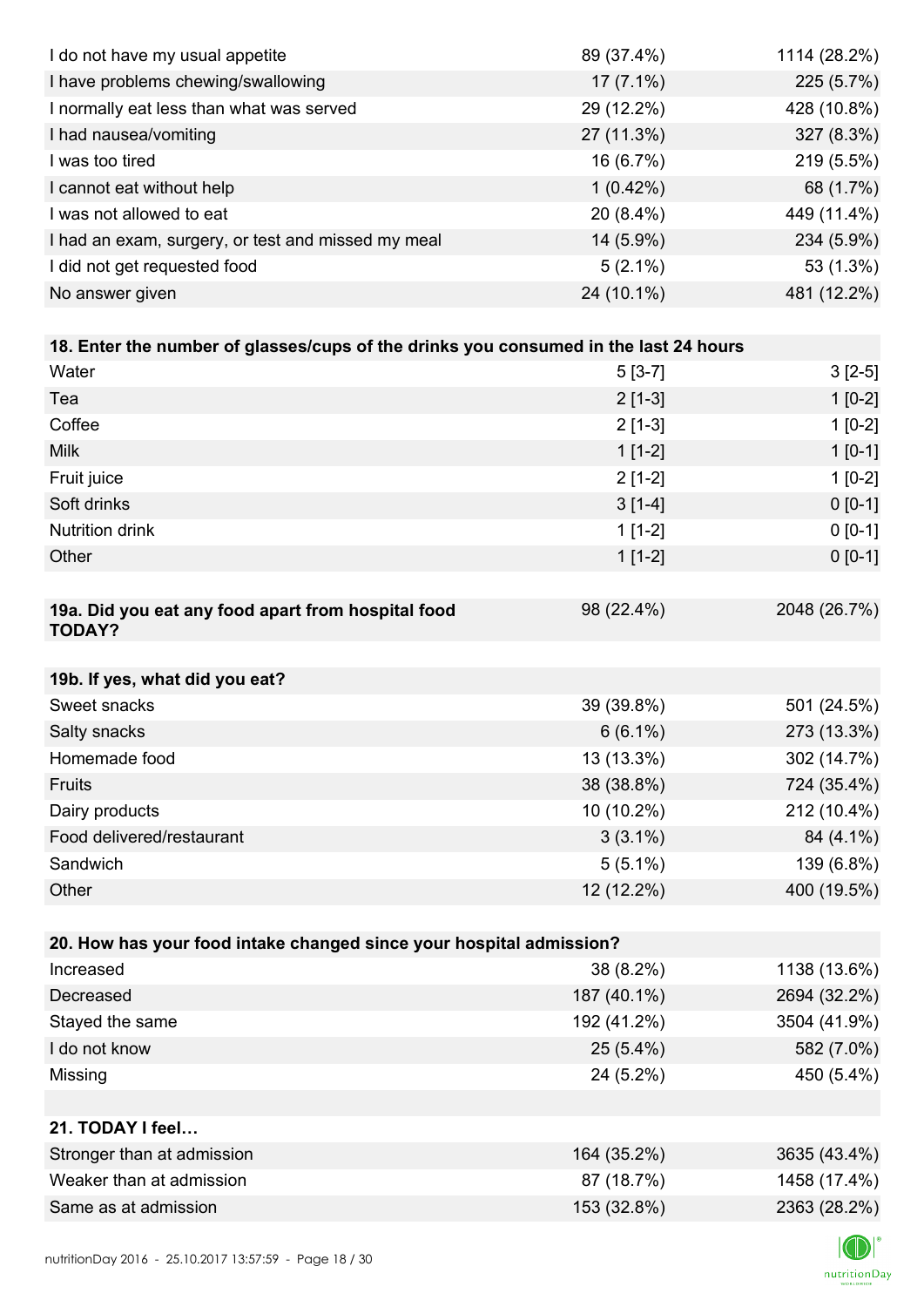| | | |
|---|---|---|
| I do not have my usual appetite | 89 (37.4%) | 1114 (28.2%) |
| I have problems chewing/swallowing | 17 (7.1%) | 225 (5.7%) |
| I normally eat less than what was served | 29 (12.2%) | 428 (10.8%) |
| I had nausea/vomiting | 27 (11.3%) | 327 (8.3%) |
| I was too tired | 16 (6.7%) | 219 (5.5%) |
| I cannot eat without help | 1 (0.42%) | 68 (1.7%) |
| I was not allowed to eat | 20 (8.4%) | 449 (11.4%) |
| I had an exam, surgery, or test and missed my meal | 14 (5.9%) | 234 (5.9%) |
| I did not get requested food | 5 (2.1%) | 53 (1.3%) |
| No answer given | 24 (10.1%) | 481 (12.2%) |

| **18. Enter the number of glasses/cups of the drinks you consumed in the last 24 hours** | | |
|---|---|---|
| Water | 5 [3-7] | 3 [2-5] |
| Tea | 2 [1-3] | 1 [0-2] |
| Coffee | 2 [1-3] | 1 [0-2] |
| Milk | 1 [1-2] | 1 [0-1] |
| Fruit juice | 2 [1-2] | 1 [0-2] |
| Soft drinks | 3 [1-4] | 0 [0-1] |
| Nutrition drink | 1 [1-2] | 0 [0-1] |
| Other | 1 [1-2] | 0 [0-1] |

| **19a. Did you eat any food apart from hospital food TODAY?** | 98 (22.4%) | 2048 (26.7%) |
|---|---|---|

| **19b. If yes, what did you eat?** | | |
|---|---|---|
| Sweet snacks | 39 (39.8%) | 501 (24.5%) |
| Salty snacks | 6 (6.1%) | 273 (13.3%) |
| Homemade food | 13 (13.3%) | 302 (14.7%) |
| Fruits | 38 (38.8%) | 724 (35.4%) |
| Dairy products | 10 (10.2%) | 212 (10.4%) |
| Food delivered/restaurant | 3 (3.1%) | 84 (4.1%) |
| Sandwich | 5 (5.1%) | 139 (6.8%) |
| Other | 12 (12.2%) | 400 (19.5%) |

| **20. How has your food intake changed since your hospital admission?** | | |
|---|---|---|
| Increased | 38 (8.2%) | 1138 (13.6%) |
| Decreased | 187 (40.1%) | 2694 (32.2%) |
| Stayed the same | 192 (41.2%) | 3504 (41.9%) |
| I do not know | 25 (5.4%) | 582 (7.0%) |
| Missing | 24 (5.2%) | 450 (5.4%) |

| **21. TODAY I feel…** | | |
|---|---|---|
| Stronger than at admission | 164 (35.2%) | 3635 (43.4%) |
| Weaker than at admission | 87 (18.7%) | 1458 (17.4%) |
| Same as at admission | 153 (32.8%) | 2363 (28.2%) |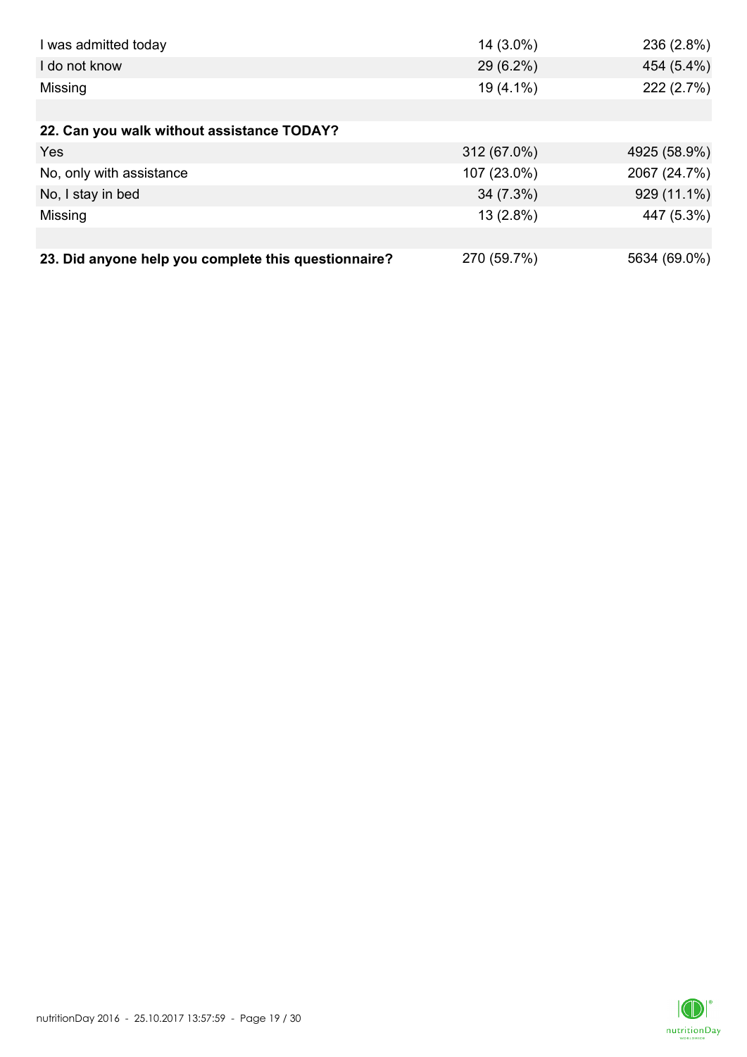| | | |
|---|---|---|
| I was admitted today | 14 (3.0%) | 236 (2.8%) |
| I do not know | 29 (6.2%) | 454 (5.4%) |
| Missing | 19 (4.1%) | 222 (2.7%) |
| | | |
| **22. Can you walk without assistance TODAY?** | | |
| Yes | 312 (67.0%) | 4925 (58.9%) |
| No, only with assistance | 107 (23.0%) | 2067 (24.7%) |
| No, I stay in bed | 34 (7.3%) | 929 (11.1%) |
| Missing | 13 (2.8%) | 447 (5.3%) |
| | | |
| **23. Did anyone help you complete this questionnaire?** | 270 (59.7%) | 5634 (69.0%) |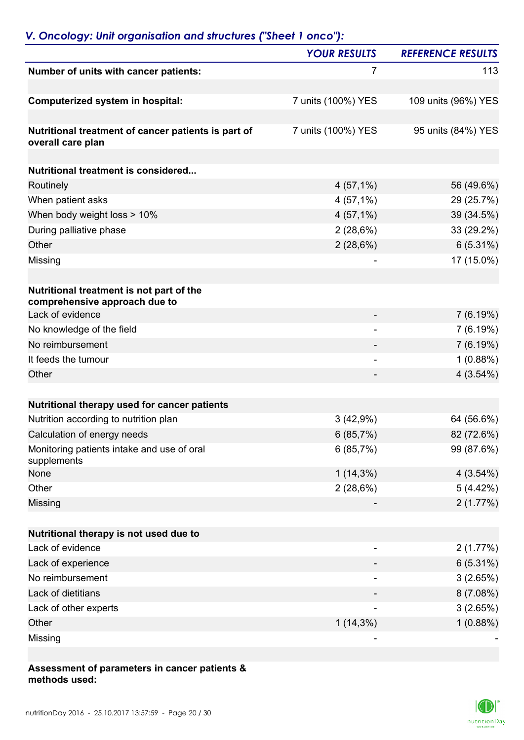## *V. Oncology: Unit organisation and structures ("Sheet 1 onco"):*

| | *YOUR RESULTS* | *REFERENCE RESULTS* |
|---|---|---|
| **Number of units with cancer patients:** | 7 | 113 |
| | | |
| **Computerized system in hospital:** | 7 units (100%) YES | 109 units (96%) YES |
| | | |
| **Nutritional treatment of cancer patients is part of overall care plan** | 7 units (100%) YES | 95 units (84%) YES |
| | | |
| **Nutritional treatment is considered...** | | |
| Routinely | 4 (57,1%) | 56 (49.6%) |
| When patient asks | 4 (57,1%) | 29 (25.7%) |
| When body weight loss > 10% | 4 (57,1%) | 39 (34.5%) |
| During palliative phase | 2 (28,6%) | 33 (29.2%) |
| Other | 2 (28,6%) | 6 (5.31%) |
| Missing | - | 17 (15.0%) |
| | | |
| **Nutritional treatment is not part of the comprehensive approach due to** | | |
| Lack of evidence | - | 7 (6.19%) |
| No knowledge of the field | - | 7 (6.19%) |
| No reimbursement | - | 7 (6.19%) |
| It feeds the tumour | - | 1 (0.88%) |
| Other | - | 4 (3.54%) |
| | | |
| **Nutritional therapy used for cancer patients** | | |
| Nutrition according to nutrition plan | 3 (42,9%) | 64 (56.6%) |
| Calculation of energy needs | 6 (85,7%) | 82 (72.6%) |
| Monitoring patients intake and use of oral supplements | 6 (85,7%) | 99 (87.6%) |
| None | 1 (14,3%) | 4 (3.54%) |
| Other | 2 (28,6%) | 5 (4.42%) |
| Missing | - | 2 (1.77%) |
| | | |
| **Nutritional therapy is not used due to** | | |
| Lack of evidence | - | 2 (1.77%) |
| Lack of experience | - | 6 (5.31%) |
| No reimbursement | - | 3 (2.65%) |
| Lack of dietitians | - | 8 (7.08%) |
| Lack of other experts | - | 3 (2.65%) |
| Other | 1 (14,3%) | 1 (0.88%) |
| Missing | - | - |

**Assessment of parameters in cancer patients & methods used:**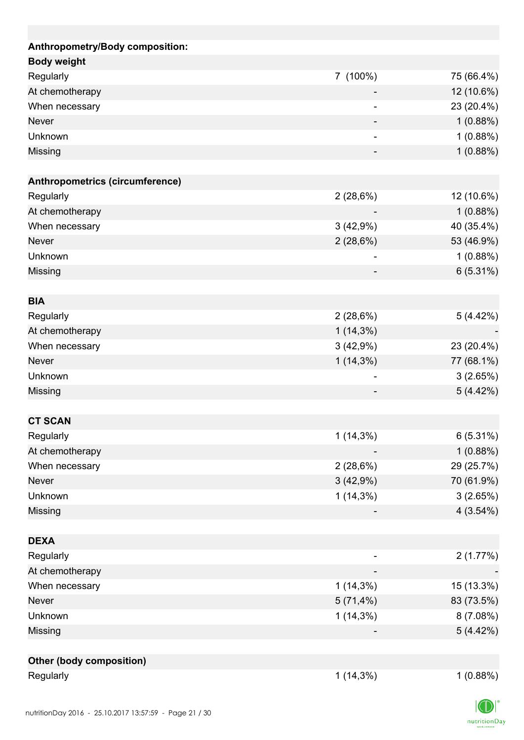| Anthropometry/Body composition: | | |
|---|---|---|
| **Body weight** | | |
| Regularly | 7 (100%) | 75 (66.4%) |
| At chemotherapy | - | 12 (10.6%) |
| When necessary | - | 23 (20.4%) |
| Never | - | 1 (0.88%) |
| Unknown | - | 1 (0.88%) |
| Missing | - | 1 (0.88%) |
| | | |
| **Anthropometrics (circumference)** | | |
| Regularly | 2 (28,6%) | 12 (10.6%) |
| At chemotherapy | - | 1 (0.88%) |
| When necessary | 3 (42,9%) | 40 (35.4%) |
| Never | 2 (28,6%) | 53 (46.9%) |
| Unknown | - | 1 (0.88%) |
| Missing | - | 6 (5.31%) |
| | | |
| **BIA** | | |
| Regularly | 2 (28,6%) | 5 (4.42%) |
| At chemotherapy | 1 (14,3%) | - |
| When necessary | 3 (42,9%) | 23 (20.4%) |
| Never | 1 (14,3%) | 77 (68.1%) |
| Unknown | - | 3 (2.65%) |
| Missing | - | 5 (4.42%) |
| | | |
| **CT SCAN** | | |
| Regularly | 1 (14,3%) | 6 (5.31%) |
| At chemotherapy | - | 1 (0.88%) |
| When necessary | 2 (28,6%) | 29 (25.7%) |
| Never | 3 (42,9%) | 70 (61.9%) |
| Unknown | 1 (14,3%) | 3 (2.65%) |
| Missing | - | 4 (3.54%) |
| | | |
| **DEXA** | | |
| Regularly | - | 2 (1.77%) |
| At chemotherapy | - | - |
| When necessary | 1 (14,3%) | 15 (13.3%) |
| Never | 5 (71,4%) | 83 (73.5%) |
| Unknown | 1 (14,3%) | 8 (7.08%) |
| Missing | - | 5 (4.42%) |
| | | |
| **Other (body composition)** | | |
| Regularly | 1 (14,3%) | 1 (0.88%) |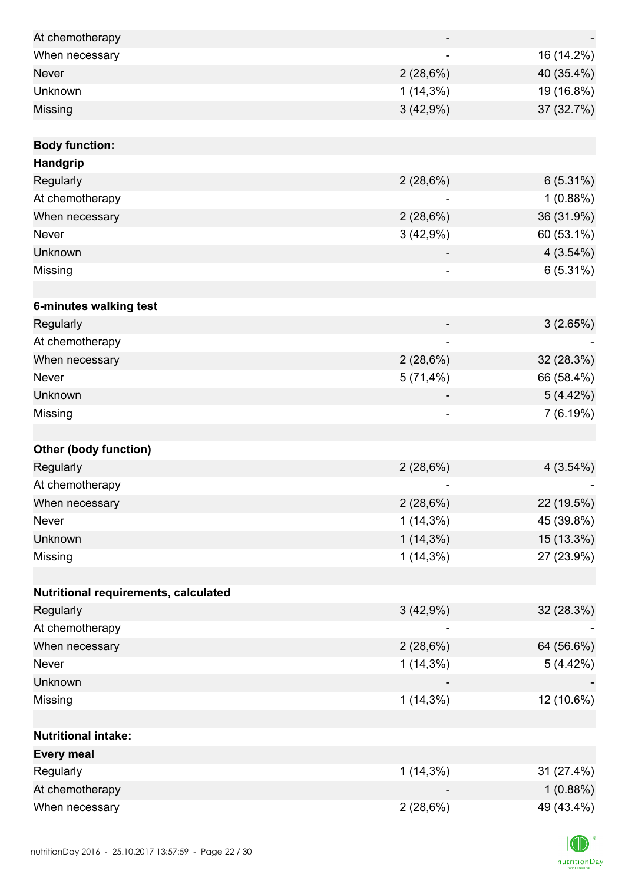| | | |
|---|---|---|
| At chemotherapy | - | - |
| When necessary | - | 16 (14.2%) |
| Never | 2 (28,6%) | 40 (35.4%) |
| Unknown | 1 (14,3%) | 19 (16.8%) |
| Missing | 3 (42,9%) | 37 (32.7%) |
| | | |
| **Body function:** | | |
| **Handgrip** | | |
| Regularly | 2 (28,6%) | 6 (5.31%) |
| At chemotherapy | - | 1 (0.88%) |
| When necessary | 2 (28,6%) | 36 (31.9%) |
| Never | 3 (42,9%) | 60 (53.1%) |
| Unknown | - | 4 (3.54%) |
| Missing | - | 6 (5.31%) |
| | | |
| **6-minutes walking test** | | |
| Regularly | - | 3 (2.65%) |
| At chemotherapy | - | - |
| When necessary | 2 (28,6%) | 32 (28.3%) |
| Never | 5 (71,4%) | 66 (58.4%) |
| Unknown | - | 5 (4.42%) |
| Missing | - | 7 (6.19%) |
| | | |
| **Other (body function)** | | |
| Regularly | 2 (28,6%) | 4 (3.54%) |
| At chemotherapy | - | - |
| When necessary | 2 (28,6%) | 22 (19.5%) |
| Never | 1 (14,3%) | 45 (39.8%) |
| Unknown | 1 (14,3%) | 15 (13.3%) |
| Missing | 1 (14,3%) | 27 (23.9%) |
| | | |
| **Nutritional requirements, calculated** | | |
| Regularly | 3 (42,9%) | 32 (28.3%) |
| At chemotherapy | - | - |
| When necessary | 2 (28,6%) | 64 (56.6%) |
| Never | 1 (14,3%) | 5 (4.42%) |
| Unknown | - | - |
| Missing | 1 (14,3%) | 12 (10.6%) |
| | | |
| **Nutritional intake:** | | |
| **Every meal** | | |
| Regularly | 1 (14,3%) | 31 (27.4%) |
| At chemotherapy | - | 1 (0.88%) |
| When necessary | 2 (28,6%) | 49 (43.4%) |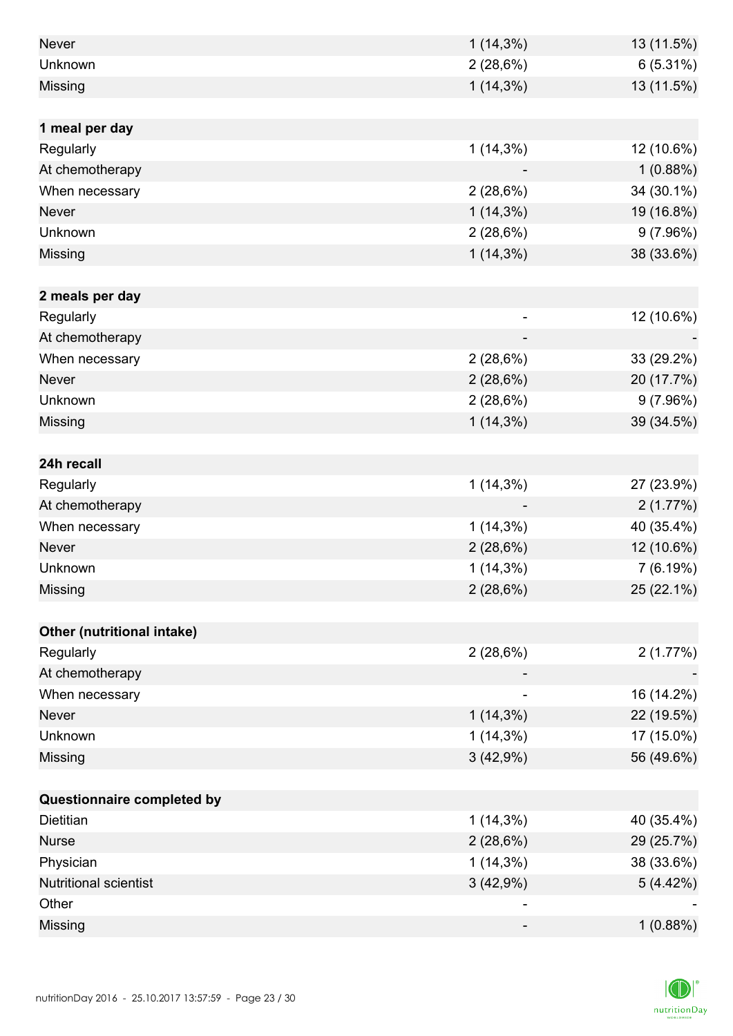| | | |
|---|---|---|
| Never | 1 (14,3%) | 13 (11.5%) |
| Unknown | 2 (28,6%) | 6 (5.31%) |
| Missing | 1 (14,3%) | 13 (11.5%) |
| | | |
| **1 meal per day** | | |
| Regularly | 1 (14,3%) | 12 (10.6%) |
| At chemotherapy | - | 1 (0.88%) |
| When necessary | 2 (28,6%) | 34 (30.1%) |
| Never | 1 (14,3%) | 19 (16.8%) |
| Unknown | 2 (28,6%) | 9 (7.96%) |
| Missing | 1 (14,3%) | 38 (33.6%) |
| | | |
| **2 meals per day** | | |
| Regularly | - | 12 (10.6%) |
| At chemotherapy | - | - |
| When necessary | 2 (28,6%) | 33 (29.2%) |
| Never | 2 (28,6%) | 20 (17.7%) |
| Unknown | 2 (28,6%) | 9 (7.96%) |
| Missing | 1 (14,3%) | 39 (34.5%) |
| | | |
| **24h recall** | | |
| Regularly | 1 (14,3%) | 27 (23.9%) |
| At chemotherapy | - | 2 (1.77%) |
| When necessary | 1 (14,3%) | 40 (35.4%) |
| Never | 2 (28,6%) | 12 (10.6%) |
| Unknown | 1 (14,3%) | 7 (6.19%) |
| Missing | 2 (28,6%) | 25 (22.1%) |
| | | |
| **Other (nutritional intake)** | | |
| Regularly | 2 (28,6%) | 2 (1.77%) |
| At chemotherapy | - | - |
| When necessary | - | 16 (14.2%) |
| Never | 1 (14,3%) | 22 (19.5%) |
| Unknown | 1 (14,3%) | 17 (15.0%) |
| Missing | 3 (42,9%) | 56 (49.6%) |
| | | |
| **Questionnaire completed by** | | |
| Dietitian | 1 (14,3%) | 40 (35.4%) |
| Nurse | 2 (28,6%) | 29 (25.7%) |
| Physician | 1 (14,3%) | 38 (33.6%) |
| Nutritional scientist | 3 (42,9%) | 5 (4.42%) |
| Other | - | - |
| Missing | - | 1 (0.88%) |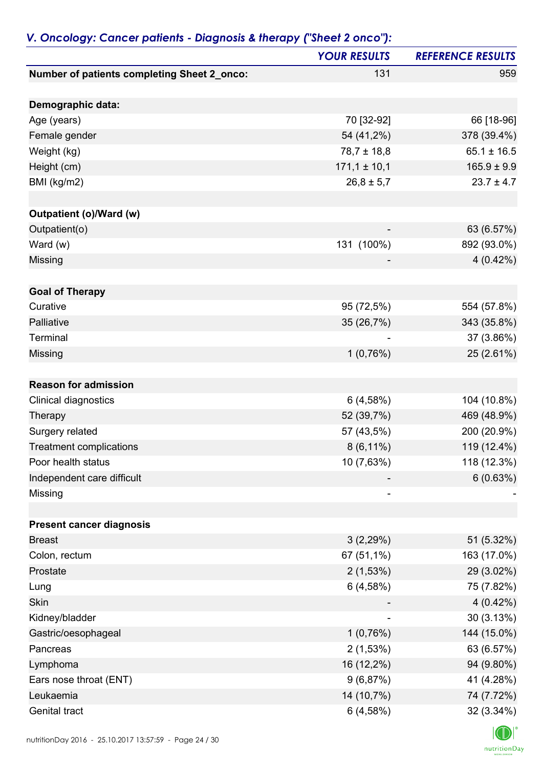## *V. Oncology: Cancer patients - Diagnosis & therapy ("Sheet 2 onco"):*

| | YOUR RESULTS | REFERENCE RESULTS |
|---|---|---|
| **Number of patients completing Sheet 2_onco:** | 131 | 959 |
| | | |
| **Demographic data:** | | |
| Age (years) | 70 [32-92] | 66 [18-96] |
| Female gender | 54 (41,2%) | 378 (39.4%) |
| Weight (kg) | 78,7 ± 18,8 | 65.1 ± 16.5 |
| Height (cm) | 171,1 ± 10,1 | 165.9 ± 9.9 |
| BMI (kg/m2) | 26,8 ± 5,7 | 23.7 ± 4.7 |
| | | |
| **Outpatient (o)/Ward (w)** | | |
| Outpatient(o) | - | 63 (6.57%) |
| Ward (w) | 131 (100%) | 892 (93.0%) |
| Missing | - | 4 (0.42%) |
| | | |
| **Goal of Therapy** | | |
| Curative | 95 (72,5%) | 554 (57.8%) |
| Palliative | 35 (26,7%) | 343 (35.8%) |
| Terminal | - | 37 (3.86%) |
| Missing | 1 (0,76%) | 25 (2.61%) |
| | | |
| **Reason for admission** | | |
| Clinical diagnostics | 6 (4,58%) | 104 (10.8%) |
| Therapy | 52 (39,7%) | 469 (48.9%) |
| Surgery related | 57 (43,5%) | 200 (20.9%) |
| Treatment complications | 8 (6,11%) | 119 (12.4%) |
| Poor health status | 10 (7,63%) | 118 (12.3%) |
| Independent care difficult | - | 6 (0.63%) |
| Missing | - | - |
| | | |
| **Present cancer diagnosis** | | |
| Breast | 3 (2,29%) | 51 (5.32%) |
| Colon, rectum | 67 (51,1%) | 163 (17.0%) |
| Prostate | 2 (1,53%) | 29 (3.02%) |
| Lung | 6 (4,58%) | 75 (7.82%) |
| Skin | - | 4 (0.42%) |
| Kidney/bladder | - | 30 (3.13%) |
| Gastric/oesophageal | 1 (0,76%) | 144 (15.0%) |
| Pancreas | 2 (1,53%) | 63 (6.57%) |
| Lymphoma | 16 (12,2%) | 94 (9.80%) |
| Ears nose throat (ENT) | 9 (6,87%) | 41 (4.28%) |
| Leukaemia | 14 (10,7%) | 74 (7.72%) |
| Genital tract | 6 (4,58%) | 32 (3.34%) |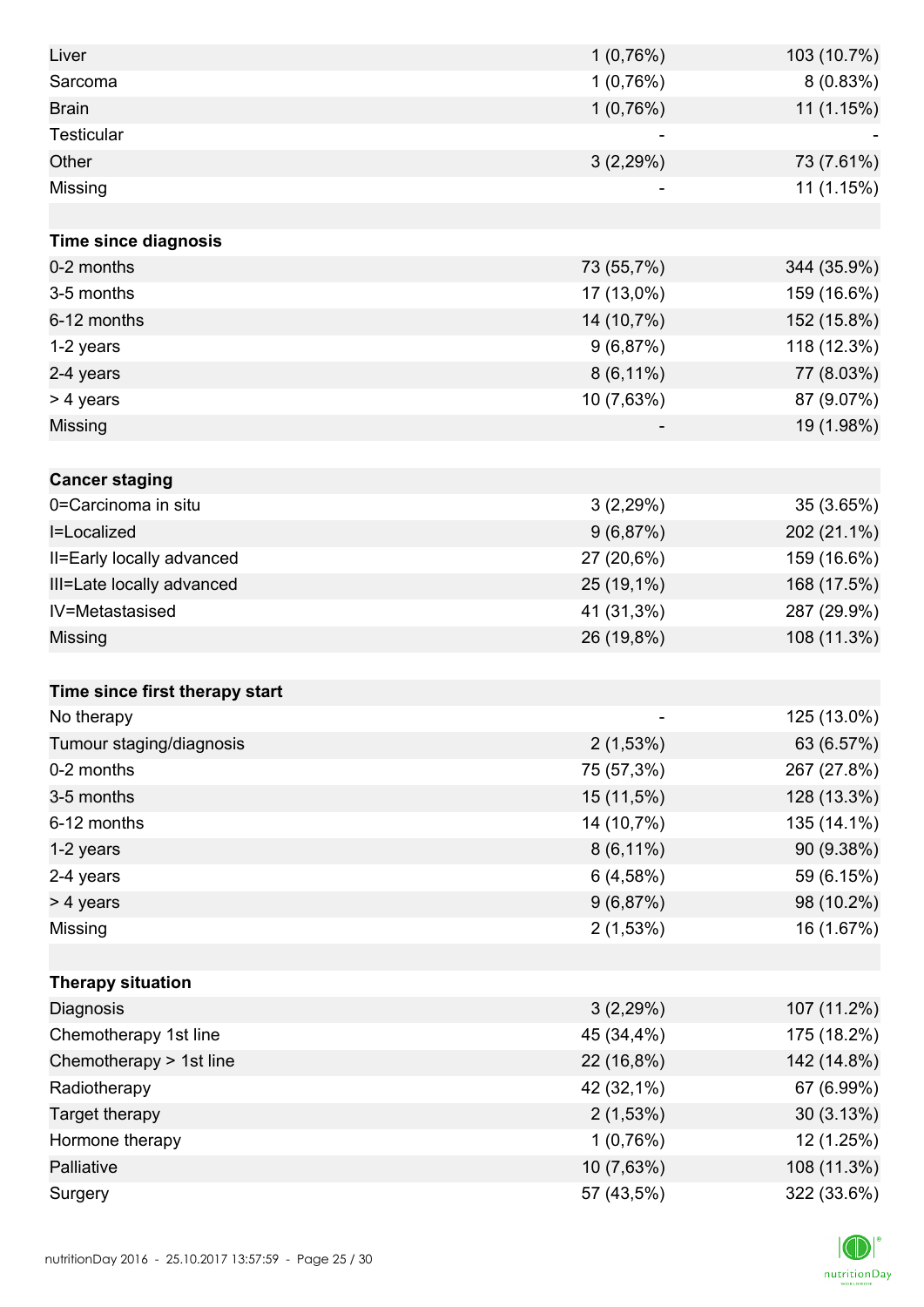| | | |
|---|---|---|
| Liver | 1 (0,76%) | 103 (10.7%) |
| Sarcoma | 1 (0,76%) | 8 (0.83%) |
| Brain | 1 (0,76%) | 11 (1.15%) |
| Testicular | - | - |
| Other | 3 (2,29%) | 73 (7.61%) |
| Missing | - | 11 (1.15%) |
| | | |
| **Time since diagnosis** | | |
| 0-2 months | 73 (55,7%) | 344 (35.9%) |
| 3-5 months | 17 (13,0%) | 159 (16.6%) |
| 6-12 months | 14 (10,7%) | 152 (15.8%) |
| 1-2 years | 9 (6,87%) | 118 (12.3%) |
| 2-4 years | 8 (6,11%) | 77 (8.03%) |
| > 4 years | 10 (7,63%) | 87 (9.07%) |
| Missing | - | 19 (1.98%) |
| | | |
| **Cancer staging** | | |
| 0=Carcinoma in situ | 3 (2,29%) | 35 (3.65%) |
| I=Localized | 9 (6,87%) | 202 (21.1%) |
| II=Early locally advanced | 27 (20,6%) | 159 (16.6%) |
| III=Late locally advanced | 25 (19,1%) | 168 (17.5%) |
| IV=Metastasised | 41 (31,3%) | 287 (29.9%) |
| Missing | 26 (19,8%) | 108 (11.3%) |
| | | |
| **Time since first therapy start** | | |
| No therapy | - | 125 (13.0%) |
| Tumour staging/diagnosis | 2 (1,53%) | 63 (6.57%) |
| 0-2 months | 75 (57,3%) | 267 (27.8%) |
| 3-5 months | 15 (11,5%) | 128 (13.3%) |
| 6-12 months | 14 (10,7%) | 135 (14.1%) |
| 1-2 years | 8 (6,11%) | 90 (9.38%) |
| 2-4 years | 6 (4,58%) | 59 (6.15%) |
| > 4 years | 9 (6,87%) | 98 (10.2%) |
| Missing | 2 (1,53%) | 16 (1.67%) |
| | | |
| **Therapy situation** | | |
| Diagnosis | 3 (2,29%) | 107 (11.2%) |
| Chemotherapy 1st line | 45 (34,4%) | 175 (18.2%) |
| Chemotherapy > 1st line | 22 (16,8%) | 142 (14.8%) |
| Radiotherapy | 42 (32,1%) | 67 (6.99%) |
| Target therapy | 2 (1,53%) | 30 (3.13%) |
| Hormone therapy | 1 (0,76%) | 12 (1.25%) |
| Palliative | 10 (7,63%) | 108 (11.3%) |
| Surgery | 57 (43,5%) | 322 (33.6%) |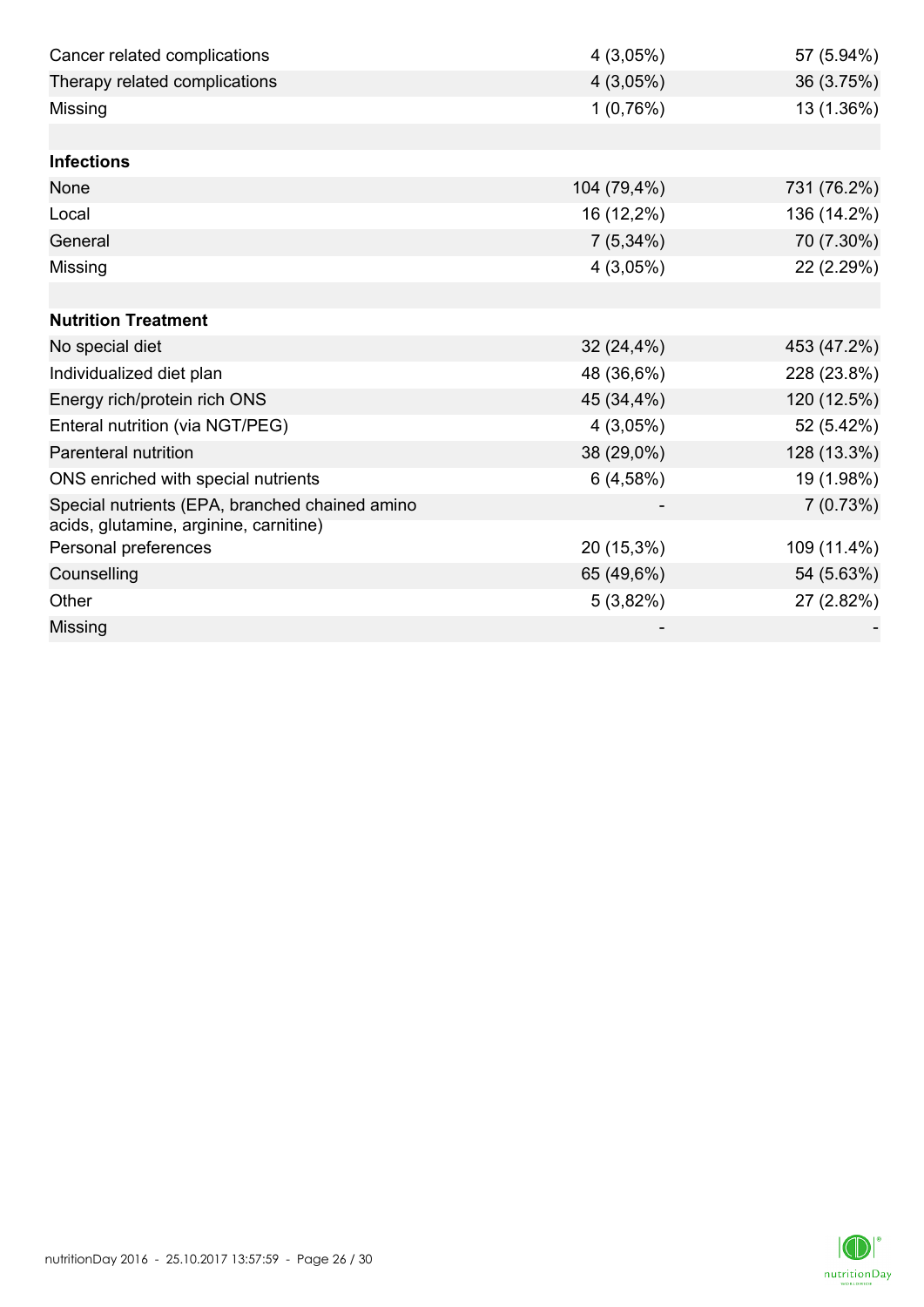| | | |
|---|---|---|
| Cancer related complications | 4 (3,05%) | 57 (5.94%) |
| Therapy related complications | 4 (3,05%) | 36 (3.75%) |
| Missing | 1 (0,76%) | 13 (1.36%) |
| | | |
| **Infections** | | |
| None | 104 (79,4%) | 731 (76.2%) |
| Local | 16 (12,2%) | 136 (14.2%) |
| General | 7 (5,34%) | 70 (7.30%) |
| Missing | 4 (3,05%) | 22 (2.29%) |
| | | |
| **Nutrition Treatment** | | |
| No special diet | 32 (24,4%) | 453 (47.2%) |
| Individualized diet plan | 48 (36,6%) | 228 (23.8%) |
| Energy rich/protein rich ONS | 45 (34,4%) | 120 (12.5%) |
| Enteral nutrition (via NGT/PEG) | 4 (3,05%) | 52 (5.42%) |
| Parenteral nutrition | 38 (29,0%) | 128 (13.3%) |
| ONS enriched with special nutrients | 6 (4,58%) | 19 (1.98%) |
| Special nutrients (EPA, branched chained amino acids, glutamine, arginine, carnitine) | - | 7 (0.73%) |
| Personal preferences | 20 (15,3%) | 109 (11.4%) |
| Counselling | 65 (49,6%) | 54 (5.63%) |
| Other | 5 (3,82%) | 27 (2.82%) |
| Missing | - | - |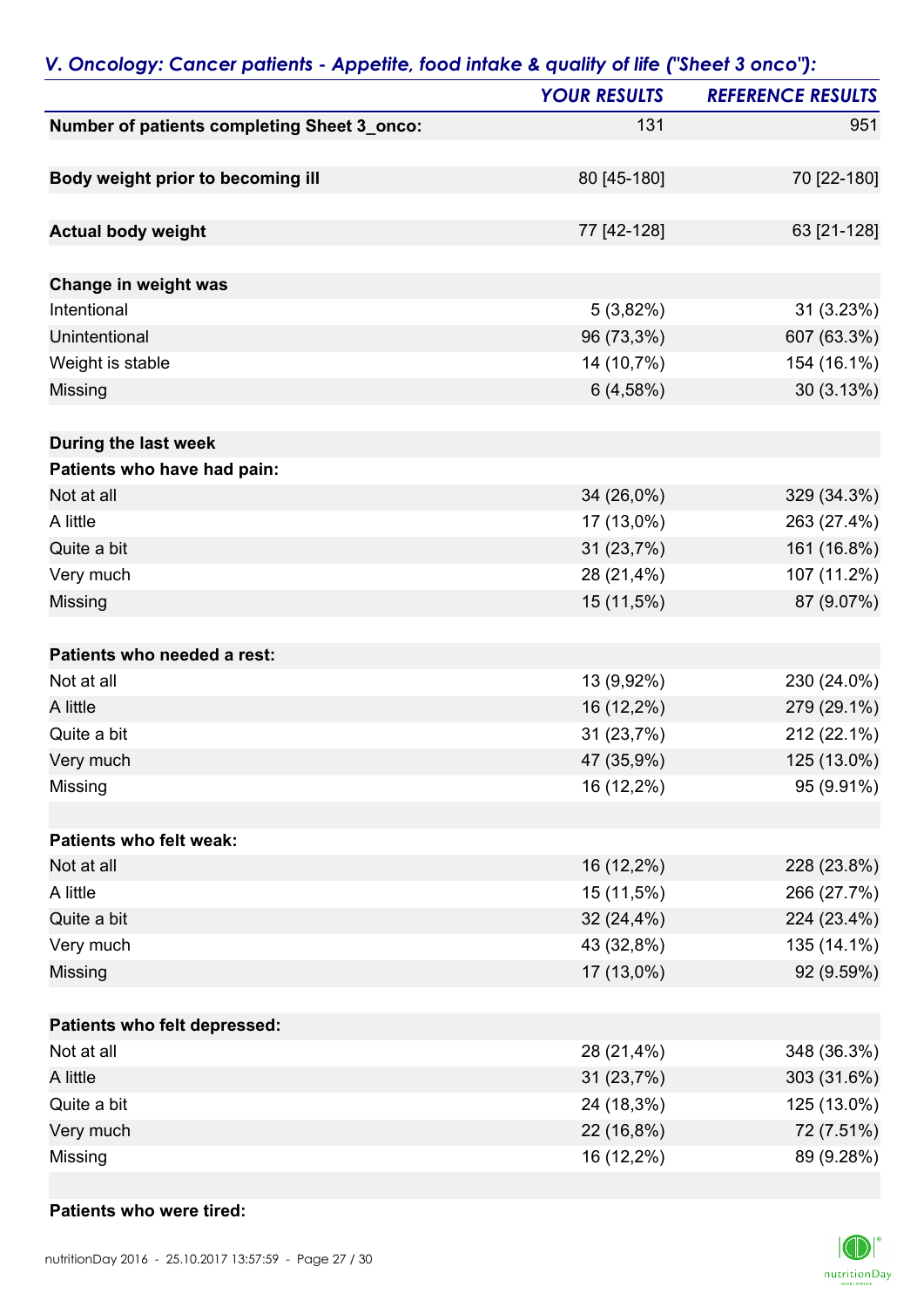### *V. Oncology: Cancer patients - Appetite, food intake & quality of life ("Sheet 3 onco"):*

| | *YOUR RESULTS* | *REFERENCE RESULTS* |
|---|---|---|
| **Number of patients completing Sheet 3_onco:** | 131 | 951 |
| | | |
| **Body weight prior to becoming ill** | 80 [45-180] | 70 [22-180] |
| | | |
| **Actual body weight** | 77 [42-128] | 63 [21-128] |
| | | |
| **Change in weight was** | | |
| Intentional | 5 (3,82%) | 31 (3.23%) |
| Unintentional | 96 (73,3%) | 607 (63.3%) |
| Weight is stable | 14 (10,7%) | 154 (16.1%) |
| Missing | 6 (4,58%) | 30 (3.13%) |
| | | |
| **During the last week** | | |
| **Patients who have had pain:** | | |
| Not at all | 34 (26,0%) | 329 (34.3%) |
| A little | 17 (13,0%) | 263 (27.4%) |
| Quite a bit | 31 (23,7%) | 161 (16.8%) |
| Very much | 28 (21,4%) | 107 (11.2%) |
| Missing | 15 (11,5%) | 87 (9.07%) |
| | | |
| **Patients who needed a rest:** | | |
| Not at all | 13 (9,92%) | 230 (24.0%) |
| A little | 16 (12,2%) | 279 (29.1%) |
| Quite a bit | 31 (23,7%) | 212 (22.1%) |
| Very much | 47 (35,9%) | 125 (13.0%) |
| Missing | 16 (12,2%) | 95 (9.91%) |
| | | |
| **Patients who felt weak:** | | |
| Not at all | 16 (12,2%) | 228 (23.8%) |
| A little | 15 (11,5%) | 266 (27.7%) |
| Quite a bit | 32 (24,4%) | 224 (23.4%) |
| Very much | 43 (32,8%) | 135 (14.1%) |
| Missing | 17 (13,0%) | 92 (9.59%) |
| | | |
| **Patients who felt depressed:** | | |
| Not at all | 28 (21,4%) | 348 (36.3%) |
| A little | 31 (23,7%) | 303 (31.6%) |
| Quite a bit | 24 (18,3%) | 125 (13.0%) |
| Very much | 22 (16,8%) | 72 (7.51%) |
| Missing | 16 (12,2%) | 89 (9.28%) |
| | | |
| **Patients who were tired:** | | |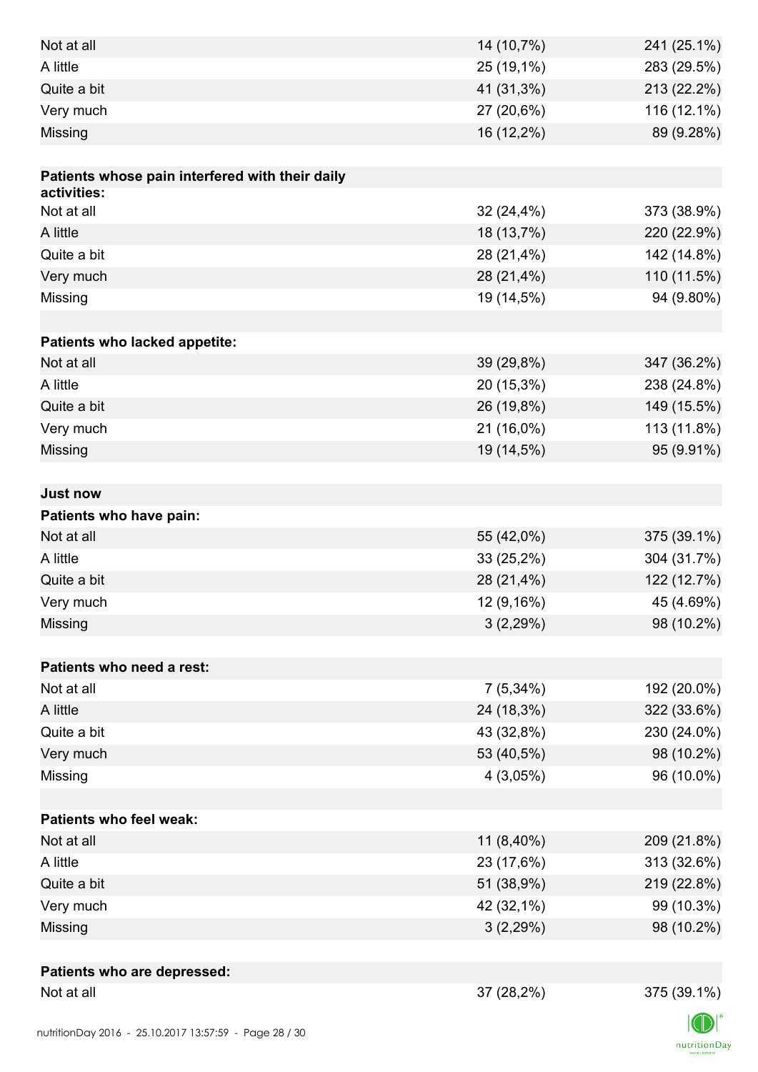| | | |
|---|---|---|
| Not at all | 14 (10,7%) | 241 (25.1%) |
| A little | 25 (19,1%) | 283 (29.5%) |
| Quite a bit | 41 (31,3%) | 213 (22.2%) |
| Very much | 27 (20,6%) | 116 (12.1%) |
| Missing | 16 (12,2%) | 89 (9.28%) |
| | | |
| **Patients whose pain interfered with their daily activities:** | | |
| Not at all | 32 (24,4%) | 373 (38.9%) |
| A little | 18 (13,7%) | 220 (22.9%) |
| Quite a bit | 28 (21,4%) | 142 (14.8%) |
| Very much | 28 (21,4%) | 110 (11.5%) |
| Missing | 19 (14,5%) | 94 (9.80%) |
| | | |
| **Patients who lacked appetite:** | | |
| Not at all | 39 (29,8%) | 347 (36.2%) |
| A little | 20 (15,3%) | 238 (24.8%) |
| Quite a bit | 26 (19,8%) | 149 (15.5%) |
| Very much | 21 (16,0%) | 113 (11.8%) |
| Missing | 19 (14,5%) | 95 (9.91%) |
| | | |
| **Just now** | | |
| **Patients who have pain:** | | |
| Not at all | 55 (42,0%) | 375 (39.1%) |
| A little | 33 (25,2%) | 304 (31.7%) |
| Quite a bit | 28 (21,4%) | 122 (12.7%) |
| Very much | 12 (9,16%) | 45 (4.69%) |
| Missing | 3 (2,29%) | 98 (10.2%) |
| | | |
| **Patients who need a rest:** | | |
| Not at all | 7 (5,34%) | 192 (20.0%) |
| A little | 24 (18,3%) | 322 (33.6%) |
| Quite a bit | 43 (32,8%) | 230 (24.0%) |
| Very much | 53 (40,5%) | 98 (10.2%) |
| Missing | 4 (3,05%) | 96 (10.0%) |
| | | |
| **Patients who feel weak:** | | |
| Not at all | 11 (8,40%) | 209 (21.8%) |
| A little | 23 (17,6%) | 313 (32.6%) |
| Quite a bit | 51 (38,9%) | 219 (22.8%) |
| Very much | 42 (32,1%) | 99 (10.3%) |
| Missing | 3 (2,29%) | 98 (10.2%) |
| | | |
| **Patients who are depressed:** | | |
| Not at all | 37 (28,2%) | 375 (39.1%) |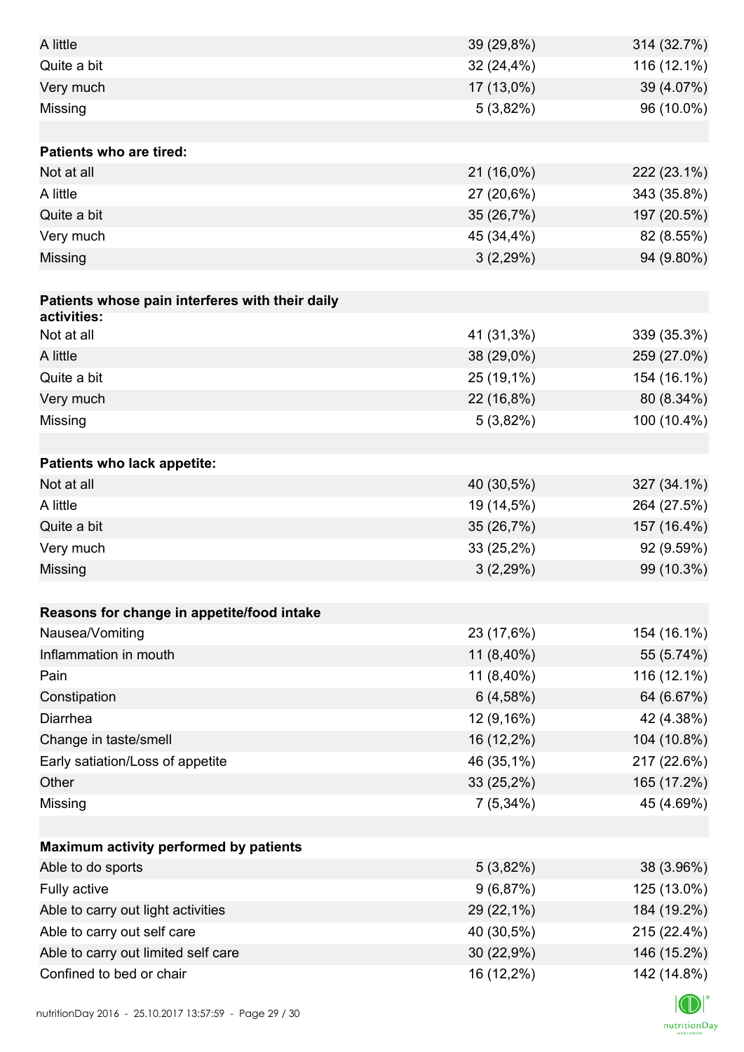| | | |
|---|---|---|
| A little | 39 (29,8%) | 314 (32.7%) |
| Quite a bit | 32 (24,4%) | 116 (12.1%) |
| Very much | 17 (13,0%) | 39 (4.07%) |
| Missing | 5 (3,82%) | 96 (10.0%) |
| | | |
| **Patients who are tired:** | | |
| Not at all | 21 (16,0%) | 222 (23.1%) |
| A little | 27 (20,6%) | 343 (35.8%) |
| Quite a bit | 35 (26,7%) | 197 (20.5%) |
| Very much | 45 (34,4%) | 82 (8.55%) |
| Missing | 3 (2,29%) | 94 (9.80%) |
| | | |
| **Patients whose pain interferes with their daily activities:** | | |
| Not at all | 41 (31,3%) | 339 (35.3%) |
| A little | 38 (29,0%) | 259 (27.0%) |
| Quite a bit | 25 (19,1%) | 154 (16.1%) |
| Very much | 22 (16,8%) | 80 (8.34%) |
| Missing | 5 (3,82%) | 100 (10.4%) |
| | | |
| **Patients who lack appetite:** | | |
| Not at all | 40 (30,5%) | 327 (34.1%) |
| A little | 19 (14,5%) | 264 (27.5%) |
| Quite a bit | 35 (26,7%) | 157 (16.4%) |
| Very much | 33 (25,2%) | 92 (9.59%) |
| Missing | 3 (2,29%) | 99 (10.3%) |
| | | |
| **Reasons for change in appetite/food intake** | | |
| Nausea/Vomiting | 23 (17,6%) | 154 (16.1%) |
| Inflammation in mouth | 11 (8,40%) | 55 (5.74%) |
| Pain | 11 (8,40%) | 116 (12.1%) |
| Constipation | 6 (4,58%) | 64 (6.67%) |
| Diarrhea | 12 (9,16%) | 42 (4.38%) |
| Change in taste/smell | 16 (12,2%) | 104 (10.8%) |
| Early satiation/Loss of appetite | 46 (35,1%) | 217 (22.6%) |
| Other | 33 (25,2%) | 165 (17.2%) |
| Missing | 7 (5,34%) | 45 (4.69%) |
| | | |
| **Maximum activity performed by patients** | | |
| Able to do sports | 5 (3,82%) | 38 (3.96%) |
| Fully active | 9 (6,87%) | 125 (13.0%) |
| Able to carry out light activities | 29 (22,1%) | 184 (19.2%) |
| Able to carry out self care | 40 (30,5%) | 215 (22.4%) |
| Able to carry out limited self care | 30 (22,9%) | 146 (15.2%) |
| Confined to bed or chair | 16 (12,2%) | 142 (14.8%) |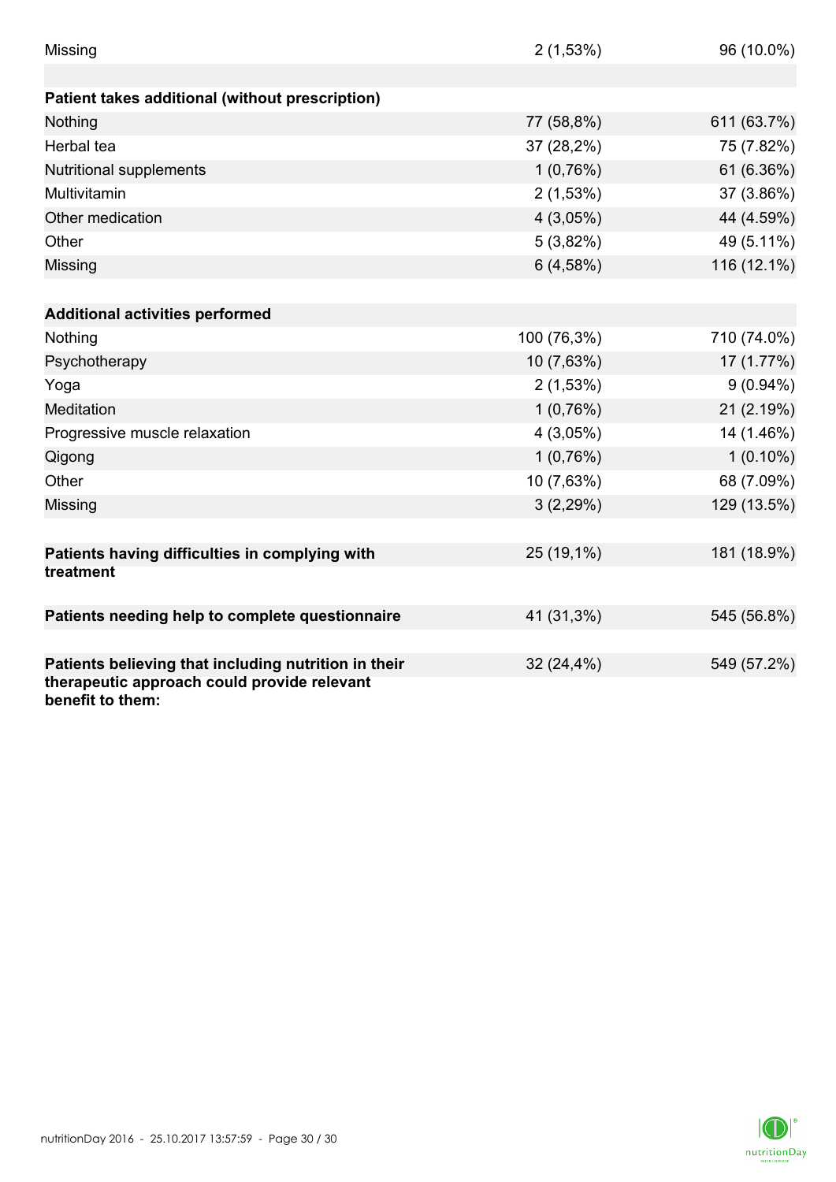| | | |
|---|---|---|
| Missing | 2 (1,53%) | 96 (10.0%) |
| | | |
| **Patient takes additional (without prescription)** | | |
| Nothing | 77 (58,8%) | 611 (63.7%) |
| Herbal tea | 37 (28,2%) | 75 (7.82%) |
| Nutritional supplements | 1 (0,76%) | 61 (6.36%) |
| Multivitamin | 2 (1,53%) | 37 (3.86%) |
| Other medication | 4 (3,05%) | 44 (4.59%) |
| Other | 5 (3,82%) | 49 (5.11%) |
| Missing | 6 (4,58%) | 116 (12.1%) |
| | | |
| **Additional activities performed** | | |
| Nothing | 100 (76,3%) | 710 (74.0%) |
| Psychotherapy | 10 (7,63%) | 17 (1.77%) |
| Yoga | 2 (1,53%) | 9 (0.94%) |
| Meditation | 1 (0,76%) | 21 (2.19%) |
| Progressive muscle relaxation | 4 (3,05%) | 14 (1.46%) |
| Qigong | 1 (0,76%) | 1 (0.10%) |
| Other | 10 (7,63%) | 68 (7.09%) |
| Missing | 3 (2,29%) | 129 (13.5%) |
| | | |
| **Patients having difficulties in complying with treatment** | 25 (19,1%) | 181 (18.9%) |
| | | |
| **Patients needing help to complete questionnaire** | 41 (31,3%) | 545 (56.8%) |
| | | |
| **Patients believing that including nutrition in their therapeutic approach could provide relevant benefit to them:** | 32 (24,4%) | 549 (57.2%) |